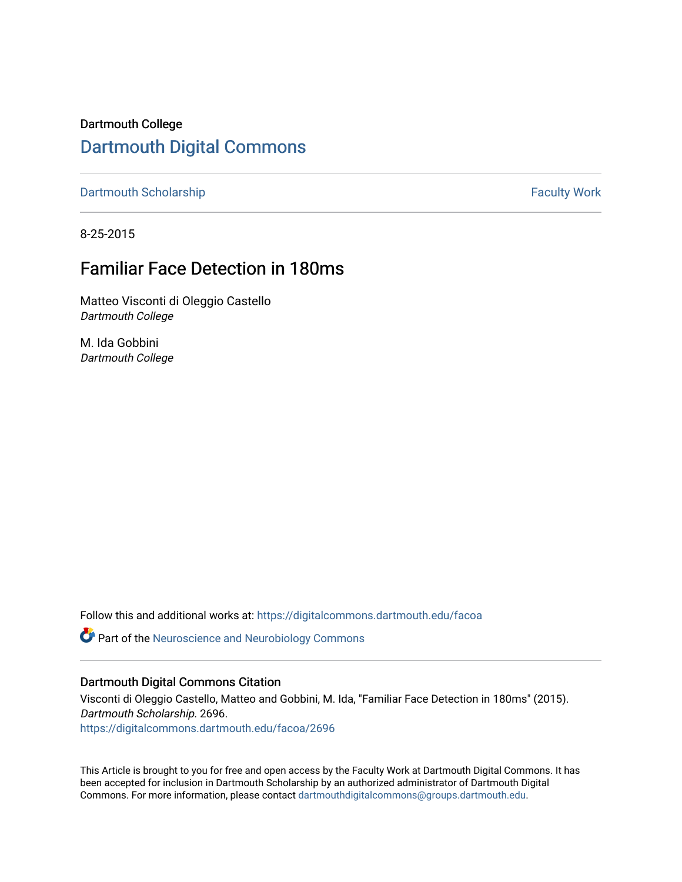Dartmouth College

# Dartmouth Digital Commons

Dartmouth Scholarship | Faculty Work

8-25-2015

## Familiar Face Detection in 180ms

Matteo Visconti di Oleggio Castello
*Dartmouth College*

M. Ida Gobbini
*Dartmouth College*

Follow this and additional works at: https://digitalcommons.dartmouth.edu/facoa

Part of the Neuroscience and Neurobiology Commons

### Dartmouth Digital Commons Citation

Visconti di Oleggio Castello, Matteo and Gobbini, M. Ida, "Familiar Face Detection in 180ms" (2015). *Dartmouth Scholarship.* 2696.
https://digitalcommons.dartmouth.edu/facoa/2696

This Article is brought to you for free and open access by the Faculty Work at Dartmouth Digital Commons. It has been accepted for inclusion in Dartmouth Scholarship by an authorized administrator of Dartmouth Digital Commons. For more information, please contact dartmouthdigitalcommons@groups.dartmouth.edu.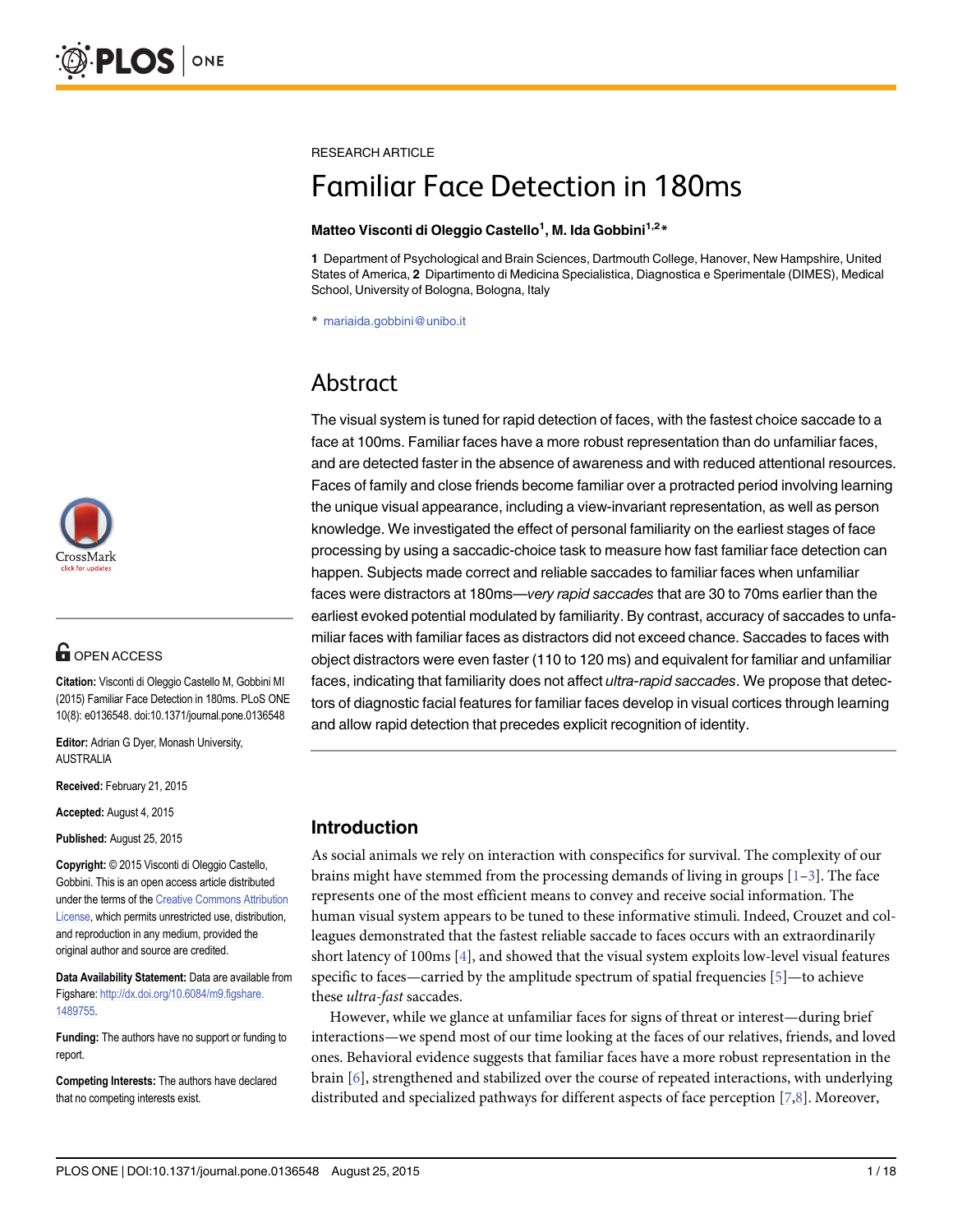RESEARCH ARTICLE

# Familiar Face Detection in 180ms

**Matteo Visconti di Oleggio Castello[1], M. Ida Gobbini[1,2]***

**1** Department of Psychological and Brain Sciences, Dartmouth College, Hanover, New Hampshire, United States of America, **2** Dipartimento di Medicina Specialistica, Diagnostica e Sperimentale (DIMES), Medical School, University of Bologna, Bologna, Italy

* mariaida.gobbini@unibo.it

## Abstract

The visual system is tuned for rapid detection of faces, with the fastest choice saccade to a face at 100ms. Familiar faces have a more robust representation than do unfamiliar faces, and are detected faster in the absence of awareness and with reduced attentional resources. Faces of family and close friends become familiar over a protracted period involving learning the unique visual appearance, including a view-invariant representation, as well as person knowledge. We investigated the effect of personal familiarity on the earliest stages of face processing by using a saccadic-choice task to measure how fast familiar face detection can happen. Subjects made correct and reliable saccades to familiar faces when unfamiliar faces were distractors at 180ms—*very rapid saccades* that are 30 to 70ms earlier than the earliest evoked potential modulated by familiarity. By contrast, accuracy of saccades to unfamiliar faces with familiar faces as distractors did not exceed chance. Saccades to faces with object distractors were even faster (110 to 120 ms) and equivalent for familiar and unfamiliar faces, indicating that familiarity does not affect *ultra-rapid saccades*. We propose that detectors of diagnostic facial features for familiar faces develop in visual cortices through learning and allow rapid detection that precedes explicit recognition of identity.

OPEN ACCESS

**Citation:** Visconti di Oleggio Castello M, Gobbini MI (2015) Familiar Face Detection in 180ms. PLoS ONE 10(8): e0136548. doi:10.1371/journal.pone.0136548

**Editor:** Adrian G Dyer, Monash University, AUSTRALIA

**Received:** February 21, 2015

**Accepted:** August 4, 2015

**Published:** August 25, 2015

**Copyright:** © 2015 Visconti di Oleggio Castello, Gobbini. This is an open access article distributed under the terms of the Creative Commons Attribution License, which permits unrestricted use, distribution, and reproduction in any medium, provided the original author and source are credited.

**Data Availability Statement:** Data are available from Figshare: http://dx.doi.org/10.6084/m9.figshare.1489755.

**Funding:** The authors have no support or funding to report.

**Competing Interests:** The authors have declared that no competing interests exist.

## Introduction

As social animals we rely on interaction with conspecifics for survival. The complexity of our brains might have stemmed from the processing demands of living in groups [1–3]. The face represents one of the most efficient means to convey and receive social information. The human visual system appears to be tuned to these informative stimuli. Indeed, Crouzet and colleagues demonstrated that the fastest reliable saccade to faces occurs with an extraordinarily short latency of 100ms [4], and showed that the visual system exploits low-level visual features specific to faces—carried by the amplitude spectrum of spatial frequencies [5]—to achieve these *ultra-fast* saccades.

However, while we glance at unfamiliar faces for signs of threat or interest—during brief interactions—we spend most of our time looking at the faces of our relatives, friends, and loved ones. Behavioral evidence suggests that familiar faces have a more robust representation in the brain [6], strengthened and stabilized over the course of repeated interactions, with underlying distributed and specialized pathways for different aspects of face perception [7,8]. Moreover,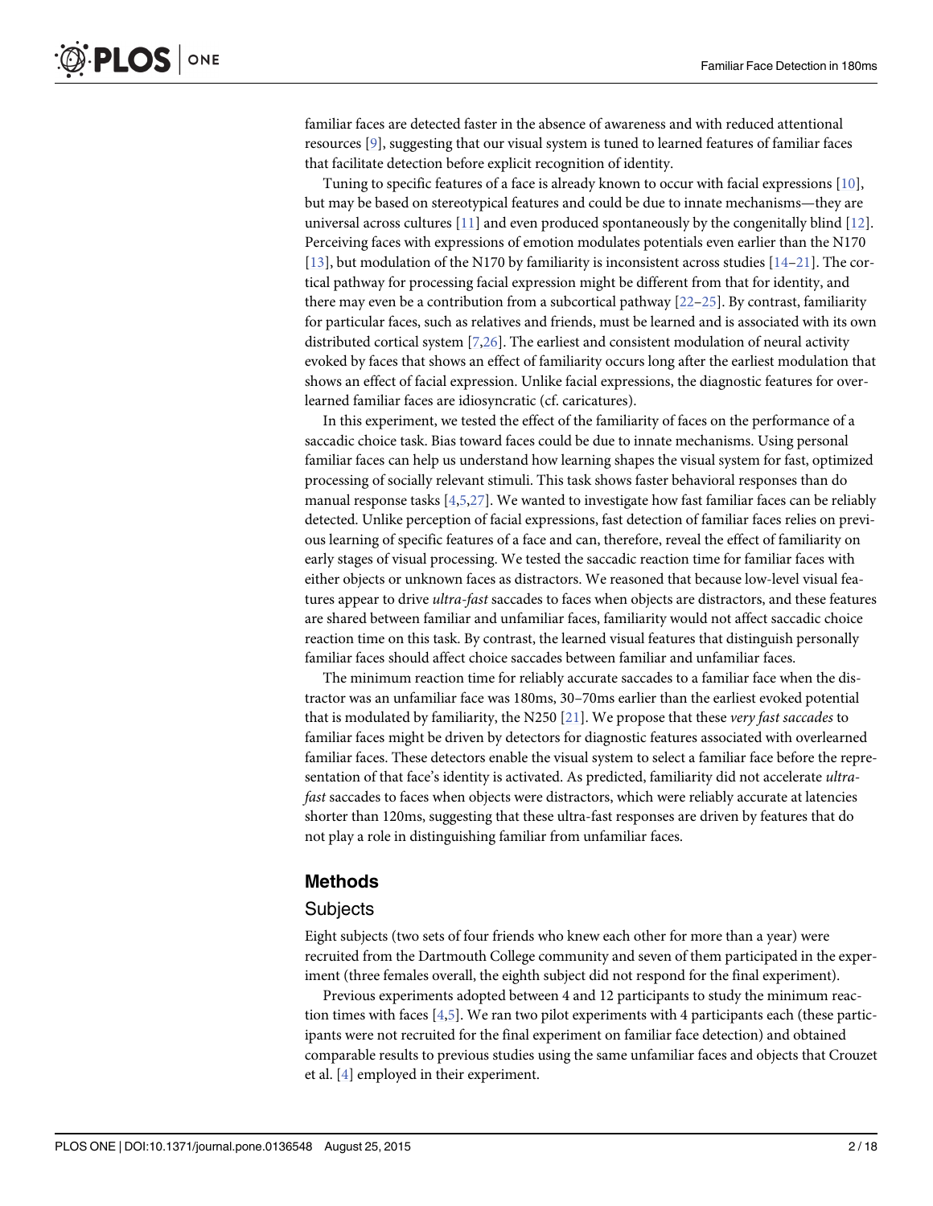familiar faces are detected faster in the absence of awareness and with reduced attentional resources [9], suggesting that our visual system is tuned to learned features of familiar faces that facilitate detection before explicit recognition of identity.

Tuning to specific features of a face is already known to occur with facial expressions [10], but may be based on stereotypical features and could be due to innate mechanisms—they are universal across cultures [11] and even produced spontaneously by the congenitally blind [12]. Perceiving faces with expressions of emotion modulates potentials even earlier than the N170 [13], but modulation of the N170 by familiarity is inconsistent across studies [14–21]. The cortical pathway for processing facial expression might be different from that for identity, and there may even be a contribution from a subcortical pathway [22–25]. By contrast, familiarity for particular faces, such as relatives and friends, must be learned and is associated with its own distributed cortical system [7,26]. The earliest and consistent modulation of neural activity evoked by faces that shows an effect of familiarity occurs long after the earliest modulation that shows an effect of facial expression. Unlike facial expressions, the diagnostic features for overlearned familiar faces are idiosyncratic (cf. caricatures).

In this experiment, we tested the effect of the familiarity of faces on the performance of a saccadic choice task. Bias toward faces could be due to innate mechanisms. Using personal familiar faces can help us understand how learning shapes the visual system for fast, optimized processing of socially relevant stimuli. This task shows faster behavioral responses than do manual response tasks [4,5,27]. We wanted to investigate how fast familiar faces can be reliably detected. Unlike perception of facial expressions, fast detection of familiar faces relies on previous learning of specific features of a face and can, therefore, reveal the effect of familiarity on early stages of visual processing. We tested the saccadic reaction time for familiar faces with either objects or unknown faces as distractors. We reasoned that because low-level visual features appear to drive *ultra-fast* saccades to faces when objects are distractors, and these features are shared between familiar and unfamiliar faces, familiarity would not affect saccadic choice reaction time on this task. By contrast, the learned visual features that distinguish personally familiar faces should affect choice saccades between familiar and unfamiliar faces.

The minimum reaction time for reliably accurate saccades to a familiar face when the distractor was an unfamiliar face was 180ms, 30–70ms earlier than the earliest evoked potential that is modulated by familiarity, the N250 [21]. We propose that these *very fast saccades* to familiar faces might be driven by detectors for diagnostic features associated with overlearned familiar faces. These detectors enable the visual system to select a familiar face before the representation of that face's identity is activated. As predicted, familiarity did not accelerate *ultra-fast* saccades to faces when objects were distractors, which were reliably accurate at latencies shorter than 120ms, suggesting that these ultra-fast responses are driven by features that do not play a role in distinguishing familiar from unfamiliar faces.

## Methods

### Subjects

Eight subjects (two sets of four friends who knew each other for more than a year) were recruited from the Dartmouth College community and seven of them participated in the experiment (three females overall, the eighth subject did not respond for the final experiment).

Previous experiments adopted between 4 and 12 participants to study the minimum reaction times with faces [4,5]. We ran two pilot experiments with 4 participants each (these participants were not recruited for the final experiment on familiar face detection) and obtained comparable results to previous studies using the same unfamiliar faces and objects that Crouzet et al. [4] employed in their experiment.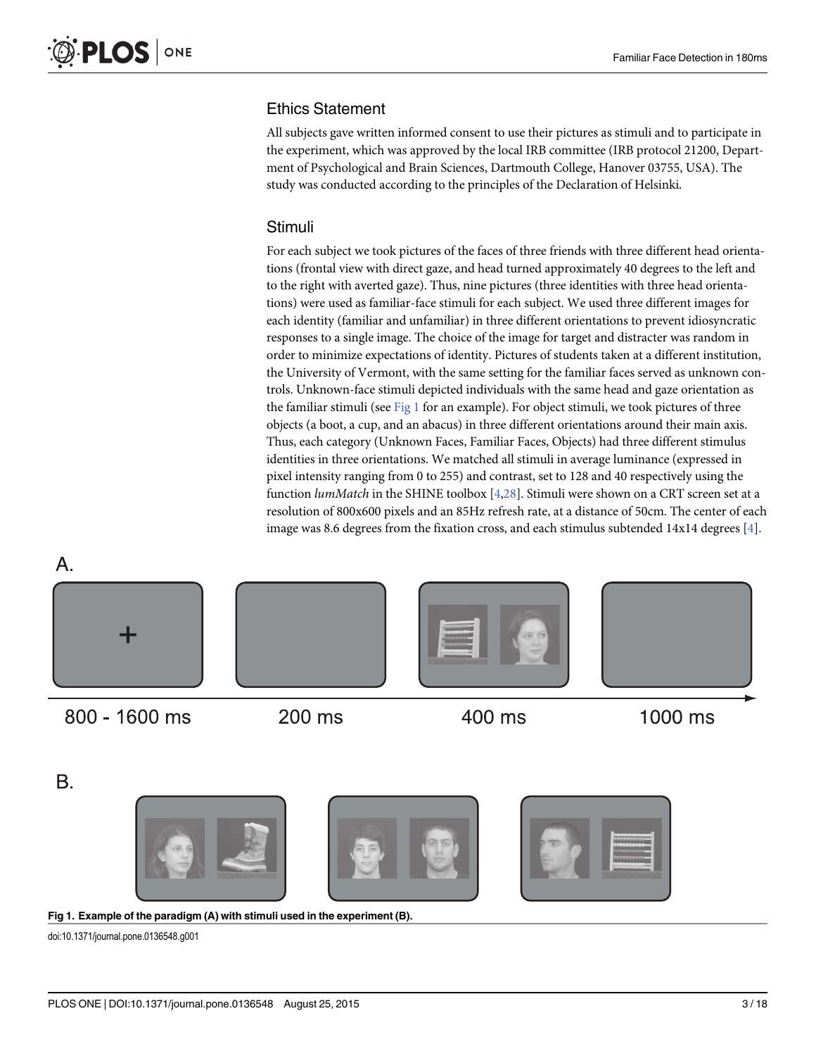## Ethics Statement

All subjects gave written informed consent to use their pictures as stimuli and to participate in the experiment, which was approved by the local IRB committee (IRB protocol 21200, Department of Psychological and Brain Sciences, Dartmouth College, Hanover 03755, USA). The study was conducted according to the principles of the Declaration of Helsinki.

## Stimuli

For each subject we took pictures of the faces of three friends with three different head orientations (frontal view with direct gaze, and head turned approximately 40 degrees to the left and to the right with averted gaze). Thus, nine pictures (three identities with three head orientations) were used as familiar-face stimuli for each subject. We used three different images for each identity (familiar and unfamiliar) in three different orientations to prevent idiosyncratic responses to a single image. The choice of the image for target and distracter was random in order to minimize expectations of identity. Pictures of students taken at a different institution, the University of Vermont, with the same setting for the familiar faces served as unknown controls. Unknown-face stimuli depicted individuals with the same head and gaze orientation as the familiar stimuli (see Fig 1 for an example). For object stimuli, we took pictures of three objects (a boot, a cup, and an abacus) in three different orientations around their main axis. Thus, each category (Unknown Faces, Familiar Faces, Objects) had three different stimulus identities in three orientations. We matched all stimuli in average luminance (expressed in pixel intensity ranging from 0 to 255) and contrast, set to 128 and 40 respectively using the function *lumMatch* in the SHINE toolbox [4,28]. Stimuli were shown on a CRT screen set at a resolution of 800x600 pixels and an 85Hz refresh rate, at a distance of 50cm. The center of each image was 8.6 degrees from the fixation cross, and each stimulus subtended 14x14 degrees [4].

**Fig 1. Example of the paradigm (A) with stimuli used in the experiment (B).**

doi:10.1371/journal.pone.0136548.g001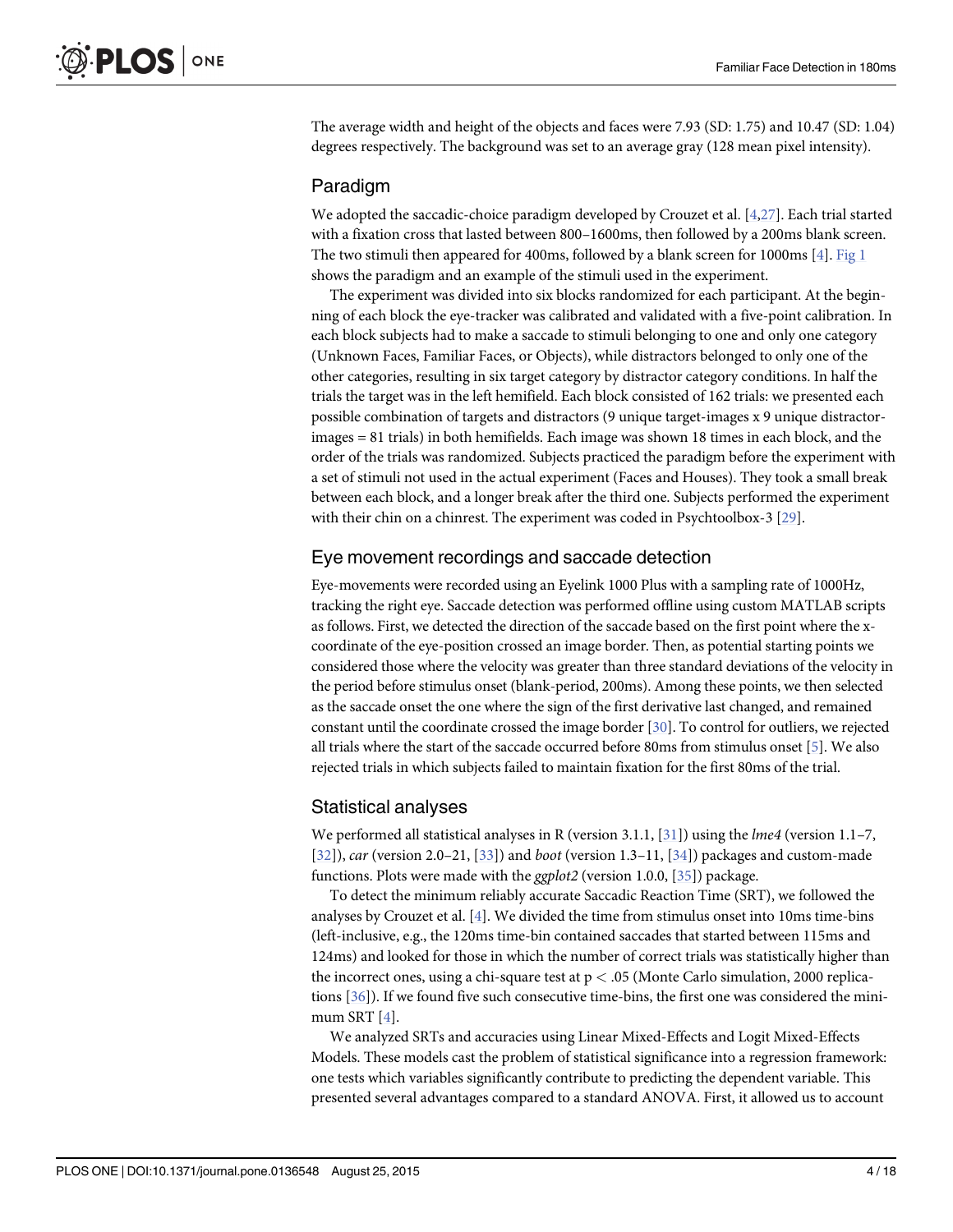The average width and height of the objects and faces were 7.93 (SD: 1.75) and 10.47 (SD: 1.04) degrees respectively. The background was set to an average gray (128 mean pixel intensity).

## Paradigm

We adopted the saccadic-choice paradigm developed by Crouzet et al. [4,27]. Each trial started with a fixation cross that lasted between 800–1600ms, then followed by a 200ms blank screen. The two stimuli then appeared for 400ms, followed by a blank screen for 1000ms [4]. Fig 1 shows the paradigm and an example of the stimuli used in the experiment.

The experiment was divided into six blocks randomized for each participant. At the beginning of each block the eye-tracker was calibrated and validated with a five-point calibration. In each block subjects had to make a saccade to stimuli belonging to one and only one category (Unknown Faces, Familiar Faces, or Objects), while distractors belonged to only one of the other categories, resulting in six target category by distractor category conditions. In half the trials the target was in the left hemifield. Each block consisted of 162 trials: we presented each possible combination of targets and distractors (9 unique target-images x 9 unique distractor-images = 81 trials) in both hemifields. Each image was shown 18 times in each block, and the order of the trials was randomized. Subjects practiced the paradigm before the experiment with a set of stimuli not used in the actual experiment (Faces and Houses). They took a small break between each block, and a longer break after the third one. Subjects performed the experiment with their chin on a chinrest. The experiment was coded in Psychtoolbox-3 [29].

## Eye movement recordings and saccade detection

Eye-movements were recorded using an Eyelink 1000 Plus with a sampling rate of 1000Hz, tracking the right eye. Saccade detection was performed offline using custom MATLAB scripts as follows. First, we detected the direction of the saccade based on the first point where the x-coordinate of the eye-position crossed an image border. Then, as potential starting points we considered those where the velocity was greater than three standard deviations of the velocity in the period before stimulus onset (blank-period, 200ms). Among these points, we then selected as the saccade onset the one where the sign of the first derivative last changed, and remained constant until the coordinate crossed the image border [30]. To control for outliers, we rejected all trials where the start of the saccade occurred before 80ms from stimulus onset [5]. We also rejected trials in which subjects failed to maintain fixation for the first 80ms of the trial.

## Statistical analyses

We performed all statistical analyses in R (version 3.1.1, [31]) using the *lme4* (version 1.1–7, [32]), *car* (version 2.0–21, [33]) and *boot* (version 1.3–11, [34]) packages and custom-made functions. Plots were made with the *ggplot2* (version 1.0.0, [35]) package.

To detect the minimum reliably accurate Saccadic Reaction Time (SRT), we followed the analyses by Crouzet et al. [4]. We divided the time from stimulus onset into 10ms time-bins (left-inclusive, e.g., the 120ms time-bin contained saccades that started between 115ms and 124ms) and looked for those in which the number of correct trials was statistically higher than the incorrect ones, using a chi-square test at $p < .05$ (Monte Carlo simulation, 2000 replications [36]). If we found five such consecutive time-bins, the first one was considered the minimum SRT [4].

We analyzed SRTs and accuracies using Linear Mixed-Effects and Logit Mixed-Effects Models. These models cast the problem of statistical significance into a regression framework: one tests which variables significantly contribute to predicting the dependent variable. This presented several advantages compared to a standard ANOVA. First, it allowed us to account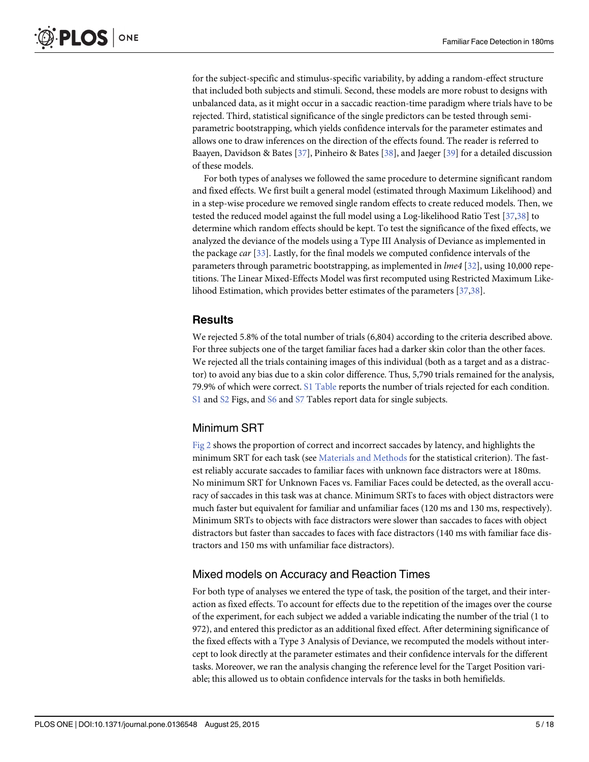for the subject-specific and stimulus-specific variability, by adding a random-effect structure that included both subjects and stimuli. Second, these models are more robust to designs with unbalanced data, as it might occur in a saccadic reaction-time paradigm where trials have to be rejected. Third, statistical significance of the single predictors can be tested through semi-parametric bootstrapping, which yields confidence intervals for the parameter estimates and allows one to draw inferences on the direction of the effects found. The reader is referred to Baayen, Davidson & Bates [37], Pinheiro & Bates [38], and Jaeger [39] for a detailed discussion of these models.

For both types of analyses we followed the same procedure to determine significant random and fixed effects. We first built a general model (estimated through Maximum Likelihood) and in a step-wise procedure we removed single random effects to create reduced models. Then, we tested the reduced model against the full model using a Log-likelihood Ratio Test [37,38] to determine which random effects should be kept. To test the significance of the fixed effects, we analyzed the deviance of the models using a Type III Analysis of Deviance as implemented in the package *car* [33]. Lastly, for the final models we computed confidence intervals of the parameters through parametric bootstrapping, as implemented in *lme4* [32], using 10,000 repetitions. The Linear Mixed-Effects Model was first recomputed using Restricted Maximum Likelihood Estimation, which provides better estimates of the parameters [37,38].

## Results

We rejected 5.8% of the total number of trials (6,804) according to the criteria described above. For three subjects one of the target familiar faces had a darker skin color than the other faces. We rejected all the trials containing images of this individual (both as a target and as a distractor) to avoid any bias due to a skin color difference. Thus, 5,790 trials remained for the analysis, 79.9% of which were correct. S1 Table reports the number of trials rejected for each condition. S1 and S2 Figs, and S6 and S7 Tables report data for single subjects.

### Minimum SRT

Fig 2 shows the proportion of correct and incorrect saccades by latency, and highlights the minimum SRT for each task (see Materials and Methods for the statistical criterion). The fastest reliably accurate saccades to familiar faces with unknown face distractors were at 180ms. No minimum SRT for Unknown Faces vs. Familiar Faces could be detected, as the overall accuracy of saccades in this task was at chance. Minimum SRTs to faces with object distractors were much faster but equivalent for familiar and unfamiliar faces (120 ms and 130 ms, respectively). Minimum SRTs to objects with face distractors were slower than saccades to faces with object distractors but faster than saccades to faces with face distractors (140 ms with familiar face distractors and 150 ms with unfamiliar face distractors).

### Mixed models on Accuracy and Reaction Times

For both type of analyses we entered the type of task, the position of the target, and their interaction as fixed effects. To account for effects due to the repetition of the images over the course of the experiment, for each subject we added a variable indicating the number of the trial (1 to 972), and entered this predictor as an additional fixed effect. After determining significance of the fixed effects with a Type 3 Analysis of Deviance, we recomputed the models without intercept to look directly at the parameter estimates and their confidence intervals for the different tasks. Moreover, we ran the analysis changing the reference level for the Target Position variable; this allowed us to obtain confidence intervals for the tasks in both hemifields.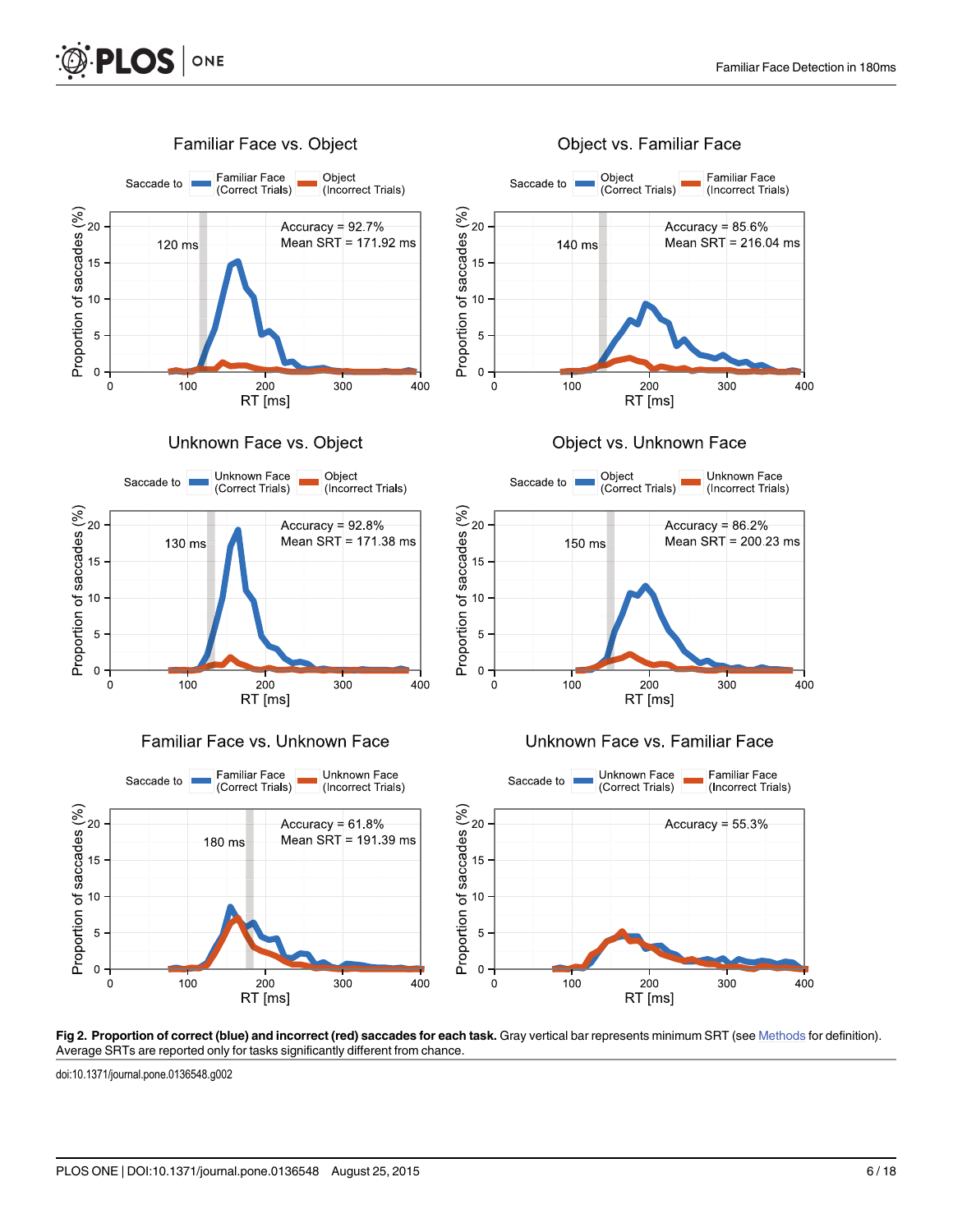**Fig 2. Proportion of correct (blue) and incorrect (red) saccades for each task.** Gray vertical bar represents minimum SRT (see Methods for definition). Average SRTs are reported only for tasks significantly different from chance.

doi:10.1371/journal.pone.0136548.g002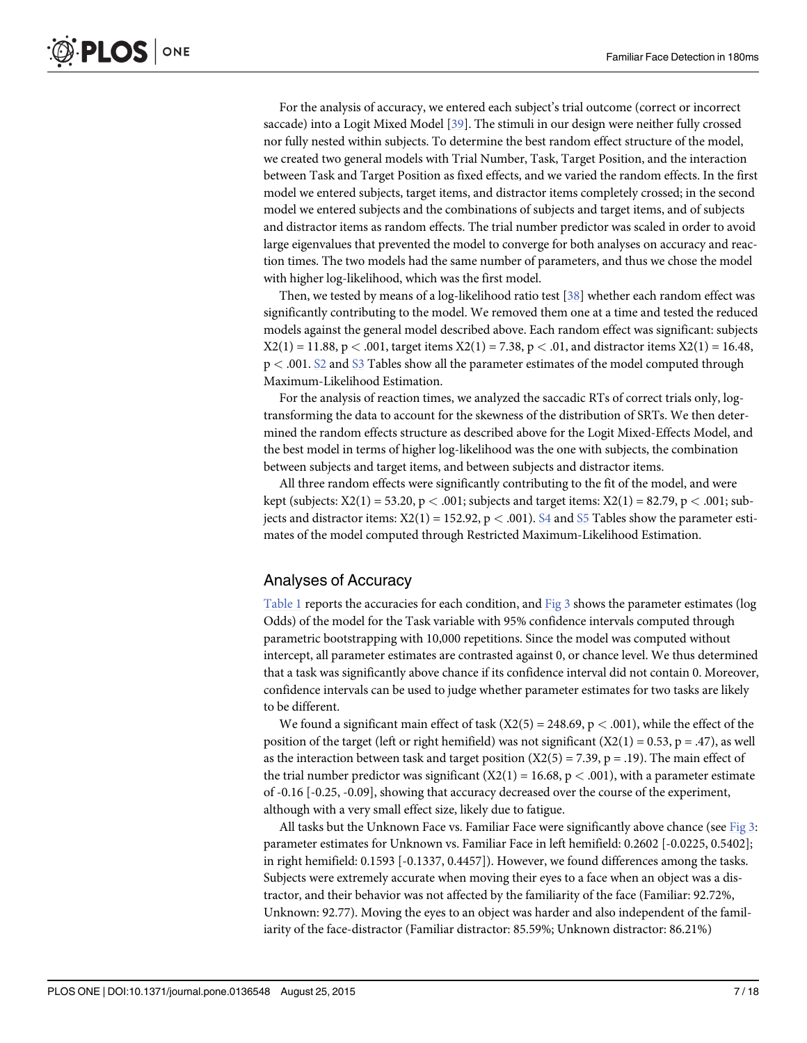For the analysis of accuracy, we entered each subject's trial outcome (correct or incorrect saccade) into a Logit Mixed Model [39]. The stimuli in our design were neither fully crossed nor fully nested within subjects. To determine the best random effect structure of the model, we created two general models with Trial Number, Task, Target Position, and the interaction between Task and Target Position as fixed effects, and we varied the random effects. In the first model we entered subjects, target items, and distractor items completely crossed; in the second model we entered subjects and the combinations of subjects and target items, and of subjects and distractor items as random effects. The trial number predictor was scaled in order to avoid large eigenvalues that prevented the model to converge for both analyses on accuracy and reaction times. The two models had the same number of parameters, and thus we chose the model with higher log-likelihood, which was the first model.

Then, we tested by means of a log-likelihood ratio test [38] whether each random effect was significantly contributing to the model. We removed them one at a time and tested the reduced models against the general model described above. Each random effect was significant: subjects $X2(1) = 11.88$, $p < .001$, target items $X2(1) = 7.38$, $p < .01$, and distractor items $X2(1) = 16.48$, $p < .001$. S2 and S3 Tables show all the parameter estimates of the model computed through Maximum-Likelihood Estimation.

For the analysis of reaction times, we analyzed the saccadic RTs of correct trials only, log-transforming the data to account for the skewness of the distribution of SRTs. We then determined the random effects structure as described above for the Logit Mixed-Effects Model, and the best model in terms of higher log-likelihood was the one with subjects, the combination between subjects and target items, and between subjects and distractor items.

All three random effects were significantly contributing to the fit of the model, and were kept (subjects: $X2(1) = 53.20$, $p < .001$; subjects and target items: $X2(1) = 82.79$, $p < .001$; subjects and distractor items: $X2(1) = 152.92$, $p < .001$). S4 and S5 Tables show the parameter estimates of the model computed through Restricted Maximum-Likelihood Estimation.

## Analyses of Accuracy

Table 1 reports the accuracies for each condition, and Fig 3 shows the parameter estimates (log Odds) of the model for the Task variable with 95% confidence intervals computed through parametric bootstrapping with 10,000 repetitions. Since the model was computed without intercept, all parameter estimates are contrasted against 0, or chance level. We thus determined that a task was significantly above chance if its confidence interval did not contain 0. Moreover, confidence intervals can be used to judge whether parameter estimates for two tasks are likely to be different.

We found a significant main effect of task ($X2(5) = 248.69$, $p < .001$), while the effect of the position of the target (left or right hemifield) was not significant ($X2(1) = 0.53$, $p = .47$), as well as the interaction between task and target position ($X2(5) = 7.39$, $p = .19$). The main effect of the trial number predictor was significant ($X2(1) = 16.68$, $p < .001$), with a parameter estimate of -0.16 [-0.25, -0.09], showing that accuracy decreased over the course of the experiment, although with a very small effect size, likely due to fatigue.

All tasks but the Unknown Face vs. Familiar Face were significantly above chance (see Fig 3: parameter estimates for Unknown vs. Familiar Face in left hemifield: 0.2602 [-0.0225, 0.5402]; in right hemifield: 0.1593 [-0.1337, 0.4457]). However, we found differences among the tasks. Subjects were extremely accurate when moving their eyes to a face when an object was a distractor, and their behavior was not affected by the familiarity of the face (Familiar: 92.72%, Unknown: 92.77). Moving the eyes to an object was harder and also independent of the familiarity of the face-distractor (Familiar distractor: 85.59%; Unknown distractor: 86.21%)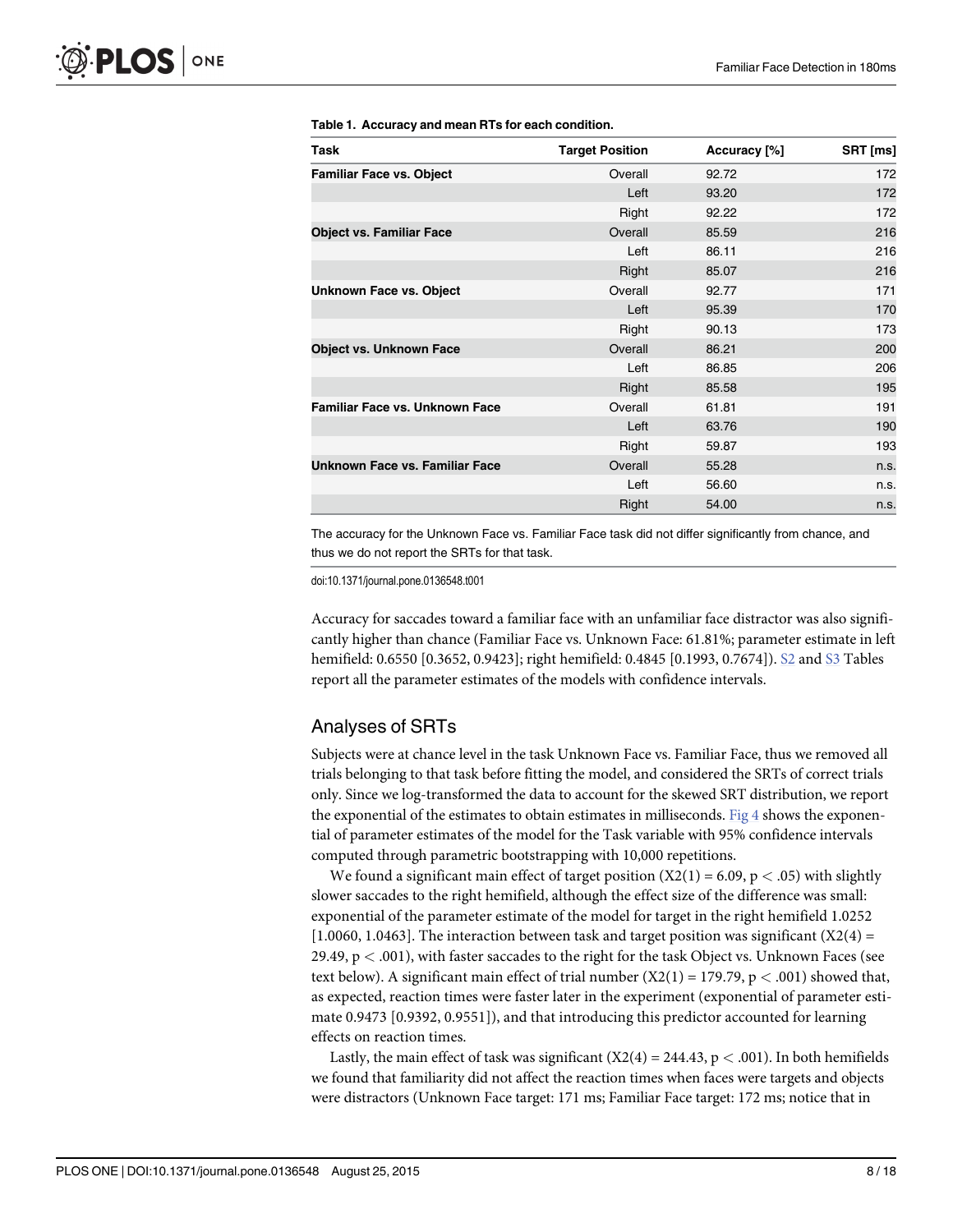**Table 1. Accuracy and mean RTs for each condition.**

| Task | Target Position | Accuracy [%] | SRT [ms] |
|---|---|---|---|
| **Familiar Face vs. Object** | Overall | 92.72 | 172 |
| | Left | 93.20 | 172 |
| | Right | 92.22 | 172 |
| **Object vs. Familiar Face** | Overall | 85.59 | 216 |
| | Left | 86.11 | 216 |
| | Right | 85.07 | 216 |
| **Unknown Face vs. Object** | Overall | 92.77 | 171 |
| | Left | 95.39 | 170 |
| | Right | 90.13 | 173 |
| **Object vs. Unknown Face** | Overall | 86.21 | 200 |
| | Left | 86.85 | 206 |
| | Right | 85.58 | 195 |
| **Familiar Face vs. Unknown Face** | Overall | 61.81 | 191 |
| | Left | 63.76 | 190 |
| | Right | 59.87 | 193 |
| **Unknown Face vs. Familiar Face** | Overall | 55.28 | n.s. |
| | Left | 56.60 | n.s. |
| | Right | 54.00 | n.s. |

The accuracy for the Unknown Face vs. Familiar Face task did not differ significantly from chance, and thus we do not report the SRTs for that task.

doi:10.1371/journal.pone.0136548.t001

Accuracy for saccades toward a familiar face with an unfamiliar face distractor was also significantly higher than chance (Familiar Face vs. Unknown Face: 61.81%; parameter estimate in left hemifield: 0.6550 [0.3652, 0.9423]; right hemifield: 0.4845 [0.1993, 0.7674]). S2 and S3 Tables report all the parameter estimates of the models with confidence intervals.

## Analyses of SRTs

Subjects were at chance level in the task Unknown Face vs. Familiar Face, thus we removed all trials belonging to that task before fitting the model, and considered the SRTs of correct trials only. Since we log-transformed the data to account for the skewed SRT distribution, we report the exponential of the estimates to obtain estimates in milliseconds. Fig 4 shows the exponential of parameter estimates of the model for the Task variable with 95% confidence intervals computed through parametric bootstrapping with 10,000 repetitions.

We found a significant main effect of target position ($X2(1) = 6.09$, $p < .05$) with slightly slower saccades to the right hemifield, although the effect size of the difference was small: exponential of the parameter estimate of the model for target in the right hemifield 1.0252 [1.0060, 1.0463]. The interaction between task and target position was significant ($X2(4) = 29.49$, $p < .001$), with faster saccades to the right for the task Object vs. Unknown Faces (see text below). A significant main effect of trial number ($X2(1) = 179.79$, $p < .001$) showed that, as expected, reaction times were faster later in the experiment (exponential of parameter estimate 0.9473 [0.9392, 0.9551]), and that introducing this predictor accounted for learning effects on reaction times.

Lastly, the main effect of task was significant ($X2(4) = 244.43$, $p < .001$). In both hemifields we found that familiarity did not affect the reaction times when faces were targets and objects were distractors (Unknown Face target: 171 ms; Familiar Face target: 172 ms; notice that in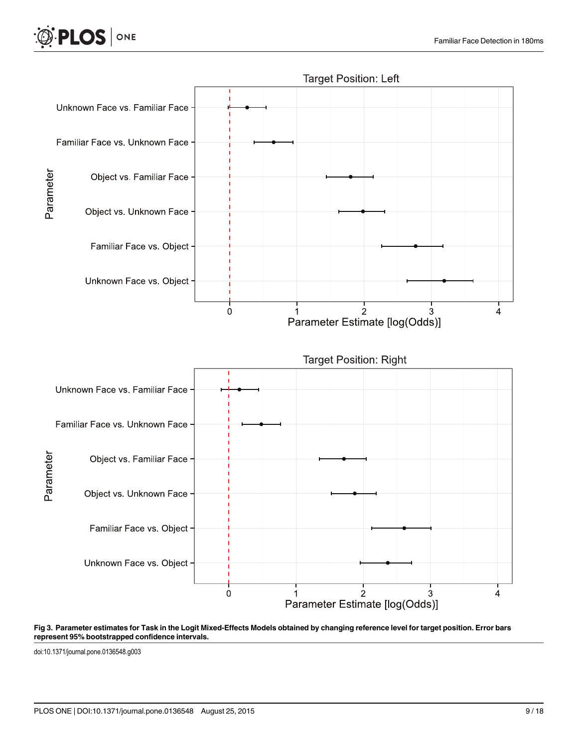**Fig 3. Parameter estimates for Task in the Logit Mixed-Effects Models obtained by changing reference level for target position. Error bars represent 95% bootstrapped confidence intervals.**

doi:10.1371/journal.pone.0136548.g003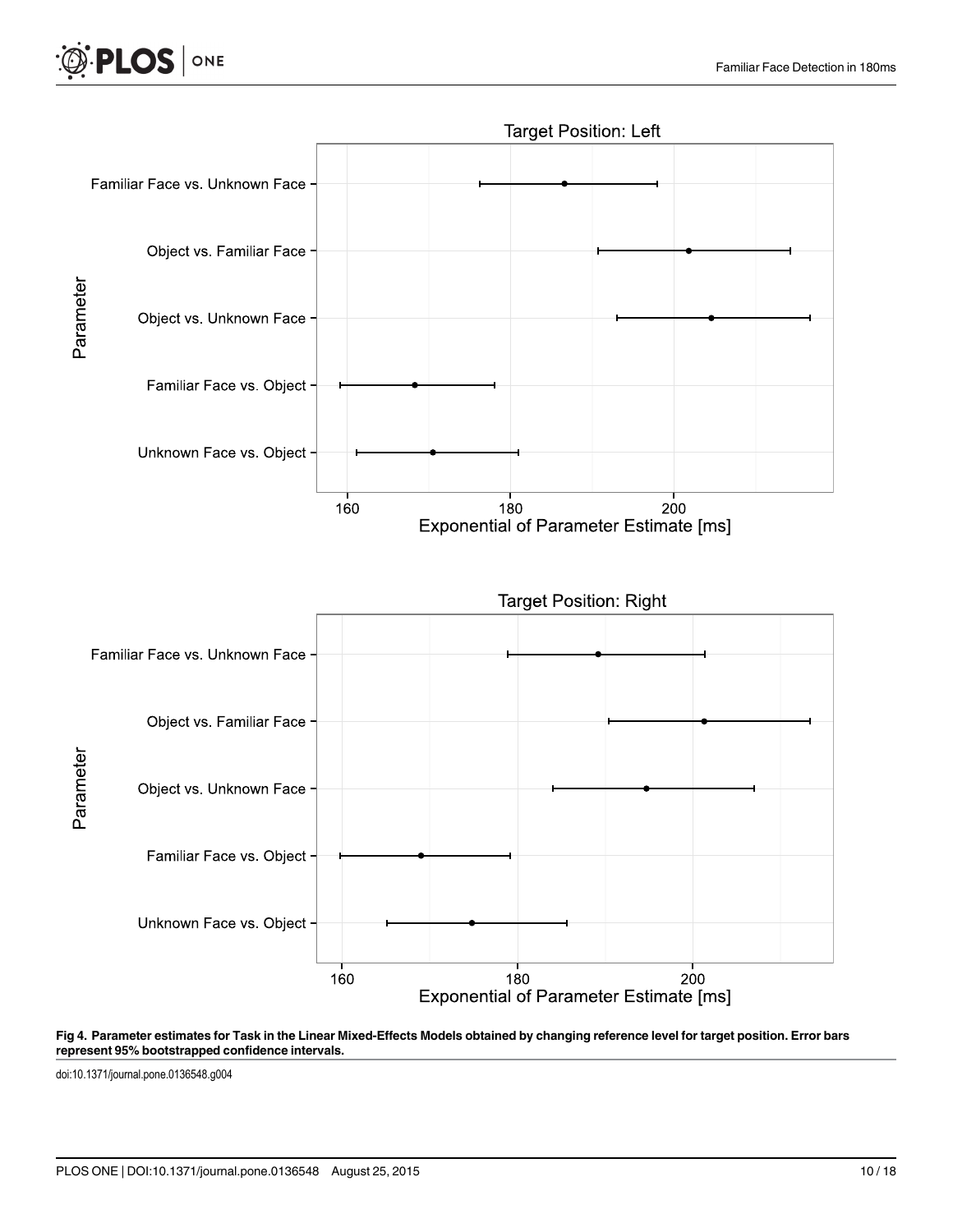**Fig 4. Parameter estimates for Task in the Linear Mixed-Effects Models obtained by changing reference level for target position. Error bars represent 95% bootstrapped confidence intervals.**

doi:10.1371/journal.pone.0136548.g004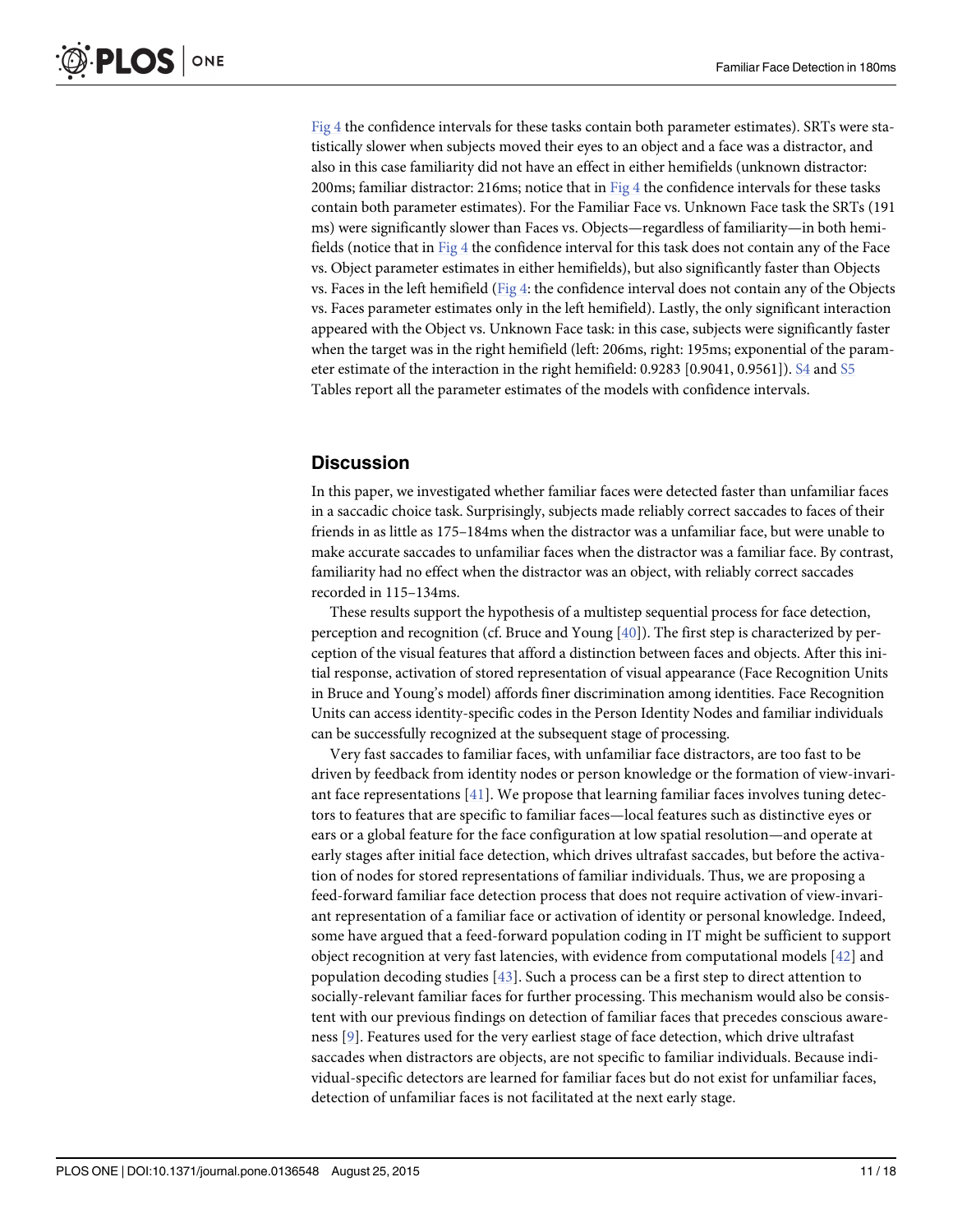Fig 4 the confidence intervals for these tasks contain both parameter estimates). SRTs were statistically slower when subjects moved their eyes to an object and a face was a distractor, and also in this case familiarity did not have an effect in either hemifields (unknown distractor: 200ms; familiar distractor: 216ms; notice that in Fig 4 the confidence intervals for these tasks contain both parameter estimates). For the Familiar Face vs. Unknown Face task the SRTs (191 ms) were significantly slower than Faces vs. Objects—regardless of familiarity—in both hemifields (notice that in Fig 4 the confidence interval for this task does not contain any of the Face vs. Object parameter estimates in either hemifields), but also significantly faster than Objects vs. Faces in the left hemifield (Fig 4: the confidence interval does not contain any of the Objects vs. Faces parameter estimates only in the left hemifield). Lastly, the only significant interaction appeared with the Object vs. Unknown Face task: in this case, subjects were significantly faster when the target was in the right hemifield (left: 206ms, right: 195ms; exponential of the parameter estimate of the interaction in the right hemifield: 0.9283 [0.9041, 0.9561]). S4 and S5 Tables report all the parameter estimates of the models with confidence intervals.

## Discussion

In this paper, we investigated whether familiar faces were detected faster than unfamiliar faces in a saccadic choice task. Surprisingly, subjects made reliably correct saccades to faces of their friends in as little as 175–184ms when the distractor was a unfamiliar face, but were unable to make accurate saccades to unfamiliar faces when the distractor was a familiar face. By contrast, familiarity had no effect when the distractor was an object, with reliably correct saccades recorded in 115–134ms.

These results support the hypothesis of a multistep sequential process for face detection, perception and recognition (cf. Bruce and Young [40]). The first step is characterized by perception of the visual features that afford a distinction between faces and objects. After this initial response, activation of stored representation of visual appearance (Face Recognition Units in Bruce and Young's model) affords finer discrimination among identities. Face Recognition Units can access identity-specific codes in the Person Identity Nodes and familiar individuals can be successfully recognized at the subsequent stage of processing.

Very fast saccades to familiar faces, with unfamiliar face distractors, are too fast to be driven by feedback from identity nodes or person knowledge or the formation of view-invariant face representations [41]. We propose that learning familiar faces involves tuning detectors to features that are specific to familiar faces—local features such as distinctive eyes or ears or a global feature for the face configuration at low spatial resolution—and operate at early stages after initial face detection, which drives ultrafast saccades, but before the activation of nodes for stored representations of familiar individuals. Thus, we are proposing a feed-forward familiar face detection process that does not require activation of view-invariant representation of a familiar face or activation of identity or personal knowledge. Indeed, some have argued that a feed-forward population coding in IT might be sufficient to support object recognition at very fast latencies, with evidence from computational models [42] and population decoding studies [43]. Such a process can be a first step to direct attention to socially-relevant familiar faces for further processing. This mechanism would also be consistent with our previous findings on detection of familiar faces that precedes conscious awareness [9]. Features used for the very earliest stage of face detection, which drive ultrafast saccades when distractors are objects, are not specific to familiar individuals. Because individual-specific detectors are learned for familiar faces but do not exist for unfamiliar faces, detection of unfamiliar faces is not facilitated at the next early stage.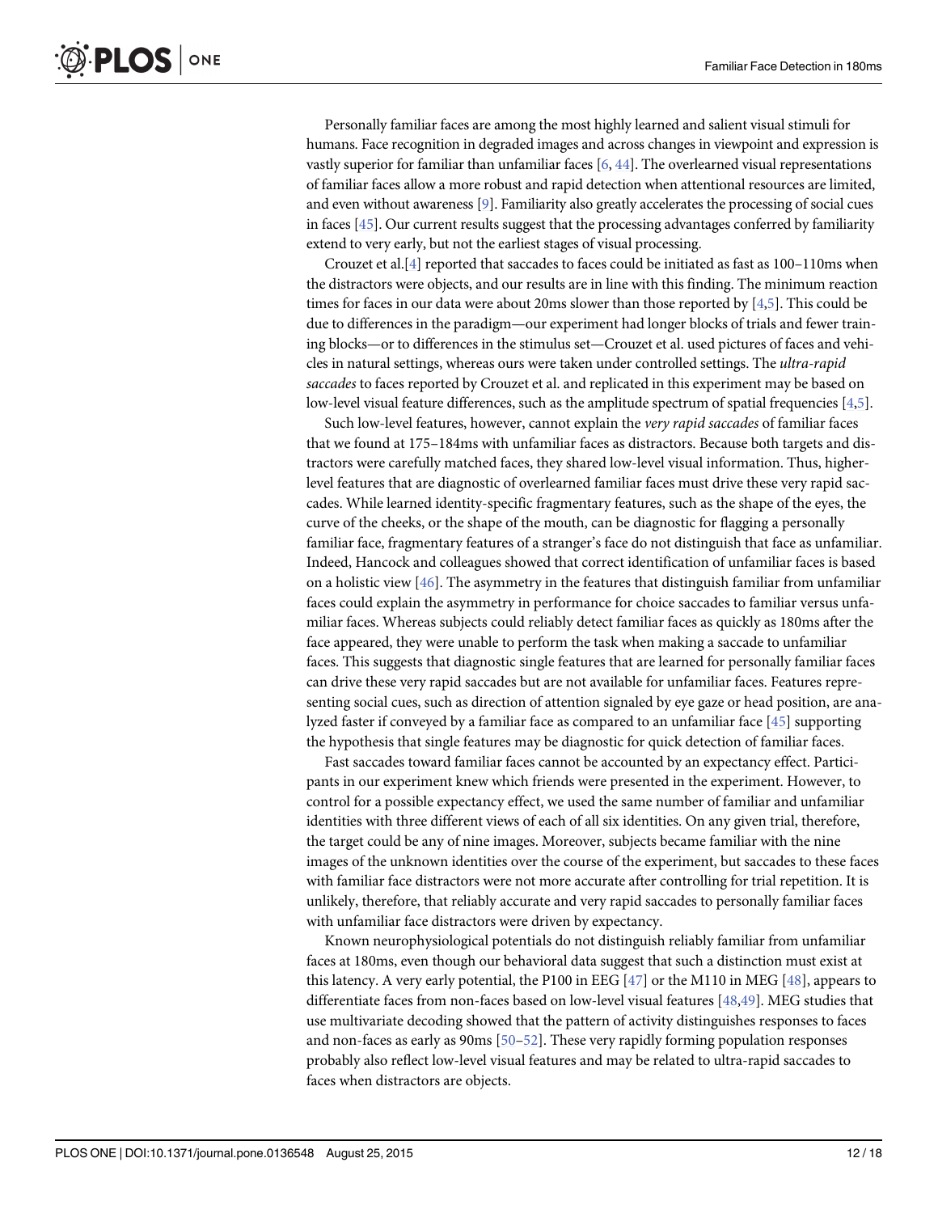Personally familiar faces are among the most highly learned and salient visual stimuli for humans. Face recognition in degraded images and across changes in viewpoint and expression is vastly superior for familiar than unfamiliar faces [6, 44]. The overlearned visual representations of familiar faces allow a more robust and rapid detection when attentional resources are limited, and even without awareness [9]. Familiarity also greatly accelerates the processing of social cues in faces [45]. Our current results suggest that the processing advantages conferred by familiarity extend to very early, but not the earliest stages of visual processing.

Crouzet et al.[4] reported that saccades to faces could be initiated as fast as 100–110ms when the distractors were objects, and our results are in line with this finding. The minimum reaction times for faces in our data were about 20ms slower than those reported by [4,5]. This could be due to differences in the paradigm—our experiment had longer blocks of trials and fewer training blocks—or to differences in the stimulus set—Crouzet et al. used pictures of faces and vehicles in natural settings, whereas ours were taken under controlled settings. The *ultra-rapid saccades* to faces reported by Crouzet et al. and replicated in this experiment may be based on low-level visual feature differences, such as the amplitude spectrum of spatial frequencies [4,5].

Such low-level features, however, cannot explain the *very rapid saccades* of familiar faces that we found at 175–184ms with unfamiliar faces as distractors. Because both targets and distractors were carefully matched faces, they shared low-level visual information. Thus, higher-level features that are diagnostic of overlearned familiar faces must drive these very rapid saccades. While learned identity-specific fragmentary features, such as the shape of the eyes, the curve of the cheeks, or the shape of the mouth, can be diagnostic for flagging a personally familiar face, fragmentary features of a stranger's face do not distinguish that face as unfamiliar. Indeed, Hancock and colleagues showed that correct identification of unfamiliar faces is based on a holistic view [46]. The asymmetry in the features that distinguish familiar from unfamiliar faces could explain the asymmetry in performance for choice saccades to familiar versus unfamiliar faces. Whereas subjects could reliably detect familiar faces as quickly as 180ms after the face appeared, they were unable to perform the task when making a saccade to unfamiliar faces. This suggests that diagnostic single features that are learned for personally familiar faces can drive these very rapid saccades but are not available for unfamiliar faces. Features representing social cues, such as direction of attention signaled by eye gaze or head position, are analyzed faster if conveyed by a familiar face as compared to an unfamiliar face [45] supporting the hypothesis that single features may be diagnostic for quick detection of familiar faces.

Fast saccades toward familiar faces cannot be accounted by an expectancy effect. Participants in our experiment knew which friends were presented in the experiment. However, to control for a possible expectancy effect, we used the same number of familiar and unfamiliar identities with three different views of each of all six identities. On any given trial, therefore, the target could be any of nine images. Moreover, subjects became familiar with the nine images of the unknown identities over the course of the experiment, but saccades to these faces with familiar face distractors were not more accurate after controlling for trial repetition. It is unlikely, therefore, that reliably accurate and very rapid saccades to personally familiar faces with unfamiliar face distractors were driven by expectancy.

Known neurophysiological potentials do not distinguish reliably familiar from unfamiliar faces at 180ms, even though our behavioral data suggest that such a distinction must exist at this latency. A very early potential, the P100 in EEG [47] or the M110 in MEG [48], appears to differentiate faces from non-faces based on low-level visual features [48,49]. MEG studies that use multivariate decoding showed that the pattern of activity distinguishes responses to faces and non-faces as early as 90ms [50–52]. These very rapidly forming population responses probably also reflect low-level visual features and may be related to ultra-rapid saccades to faces when distractors are objects.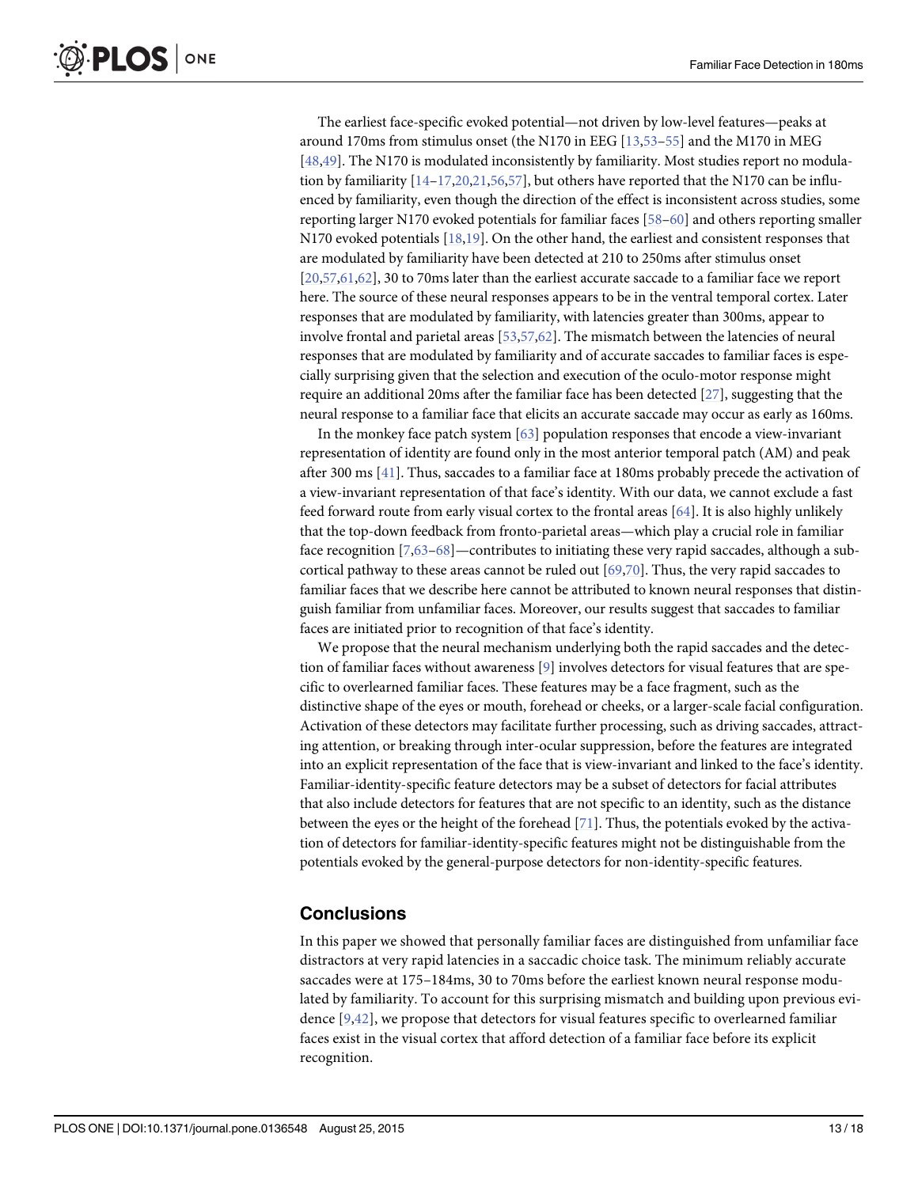The earliest face-specific evoked potential—not driven by low-level features—peaks at around 170ms from stimulus onset (the N170 in EEG [13,53–55] and the M170 in MEG [48,49]. The N170 is modulated inconsistently by familiarity. Most studies report no modulation by familiarity [14–17,20,21,56,57], but others have reported that the N170 can be influenced by familiarity, even though the direction of the effect is inconsistent across studies, some reporting larger N170 evoked potentials for familiar faces [58–60] and others reporting smaller N170 evoked potentials [18,19]. On the other hand, the earliest and consistent responses that are modulated by familiarity have been detected at 210 to 250ms after stimulus onset [20,57,61,62], 30 to 70ms later than the earliest accurate saccade to a familiar face we report here. The source of these neural responses appears to be in the ventral temporal cortex. Later responses that are modulated by familiarity, with latencies greater than 300ms, appear to involve frontal and parietal areas [53,57,62]. The mismatch between the latencies of neural responses that are modulated by familiarity and of accurate saccades to familiar faces is especially surprising given that the selection and execution of the oculo-motor response might require an additional 20ms after the familiar face has been detected [27], suggesting that the neural response to a familiar face that elicits an accurate saccade may occur as early as 160ms.

In the monkey face patch system [63] population responses that encode a view-invariant representation of identity are found only in the most anterior temporal patch (AM) and peak after 300 ms [41]. Thus, saccades to a familiar face at 180ms probably precede the activation of a view-invariant representation of that face's identity. With our data, we cannot exclude a fast feed forward route from early visual cortex to the frontal areas [64]. It is also highly unlikely that the top-down feedback from fronto-parietal areas—which play a crucial role in familiar face recognition [7,63–68]—contributes to initiating these very rapid saccades, although a subcortical pathway to these areas cannot be ruled out [69,70]. Thus, the very rapid saccades to familiar faces that we describe here cannot be attributed to known neural responses that distinguish familiar from unfamiliar faces. Moreover, our results suggest that saccades to familiar faces are initiated prior to recognition of that face's identity.

We propose that the neural mechanism underlying both the rapid saccades and the detection of familiar faces without awareness [9] involves detectors for visual features that are specific to overlearned familiar faces. These features may be a face fragment, such as the distinctive shape of the eyes or mouth, forehead or cheeks, or a larger-scale facial configuration. Activation of these detectors may facilitate further processing, such as driving saccades, attracting attention, or breaking through inter-ocular suppression, before the features are integrated into an explicit representation of the face that is view-invariant and linked to the face's identity. Familiar-identity-specific feature detectors may be a subset of detectors for facial attributes that also include detectors for features that are not specific to an identity, such as the distance between the eyes or the height of the forehead [71]. Thus, the potentials evoked by the activation of detectors for familiar-identity-specific features might not be distinguishable from the potentials evoked by the general-purpose detectors for non-identity-specific features.

## Conclusions

In this paper we showed that personally familiar faces are distinguished from unfamiliar face distractors at very rapid latencies in a saccadic choice task. The minimum reliably accurate saccades were at 175–184ms, 30 to 70ms before the earliest known neural response modulated by familiarity. To account for this surprising mismatch and building upon previous evidence [9,42], we propose that detectors for visual features specific to overlearned familiar faces exist in the visual cortex that afford detection of a familiar face before its explicit recognition.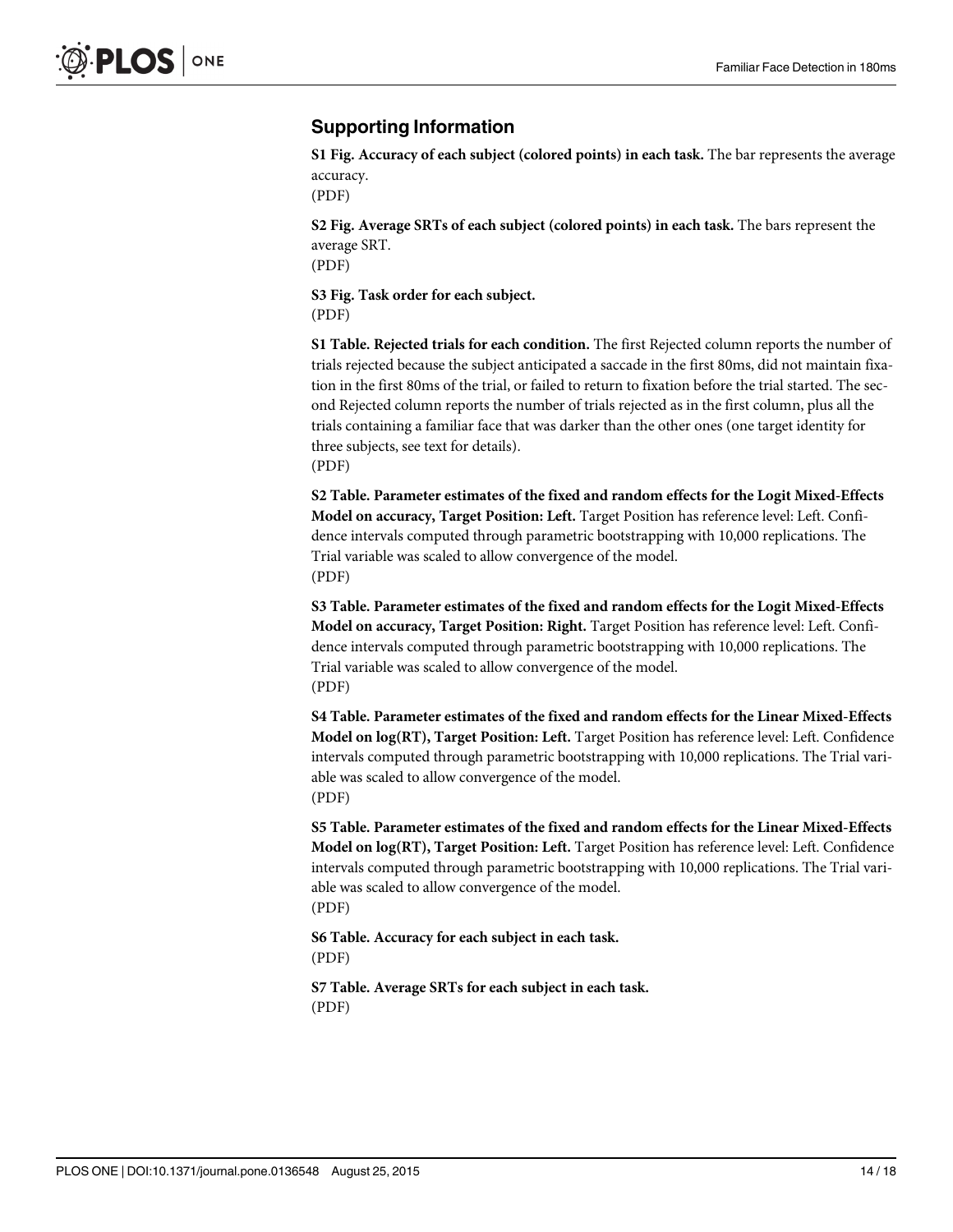## Supporting Information

**S1 Fig. Accuracy of each subject (colored points) in each task.** The bar represents the average accuracy.
(PDF)

**S2 Fig. Average SRTs of each subject (colored points) in each task.** The bars represent the average SRT.
(PDF)

**S3 Fig. Task order for each subject.**
(PDF)

**S1 Table. Rejected trials for each condition.** The first Rejected column reports the number of trials rejected because the subject anticipated a saccade in the first 80ms, did not maintain fixation in the first 80ms of the trial, or failed to return to fixation before the trial started. The second Rejected column reports the number of trials rejected as in the first column, plus all the trials containing a familiar face that was darker than the other ones (one target identity for three subjects, see text for details).
(PDF)

**S2 Table. Parameter estimates of the fixed and random effects for the Logit Mixed-Effects Model on accuracy, Target Position: Left.** Target Position has reference level: Left. Confidence intervals computed through parametric bootstrapping with 10,000 replications. The Trial variable was scaled to allow convergence of the model.
(PDF)

**S3 Table. Parameter estimates of the fixed and random effects for the Logit Mixed-Effects Model on accuracy, Target Position: Right.** Target Position has reference level: Left. Confidence intervals computed through parametric bootstrapping with 10,000 replications. The Trial variable was scaled to allow convergence of the model.
(PDF)

**S4 Table. Parameter estimates of the fixed and random effects for the Linear Mixed-Effects Model on log(RT), Target Position: Left.** Target Position has reference level: Left. Confidence intervals computed through parametric bootstrapping with 10,000 replications. The Trial variable was scaled to allow convergence of the model.
(PDF)

**S5 Table. Parameter estimates of the fixed and random effects for the Linear Mixed-Effects Model on log(RT), Target Position: Left.** Target Position has reference level: Left. Confidence intervals computed through parametric bootstrapping with 10,000 replications. The Trial variable was scaled to allow convergence of the model.
(PDF)

**S6 Table. Accuracy for each subject in each task.**
(PDF)

**S7 Table. Average SRTs for each subject in each task.**
(PDF)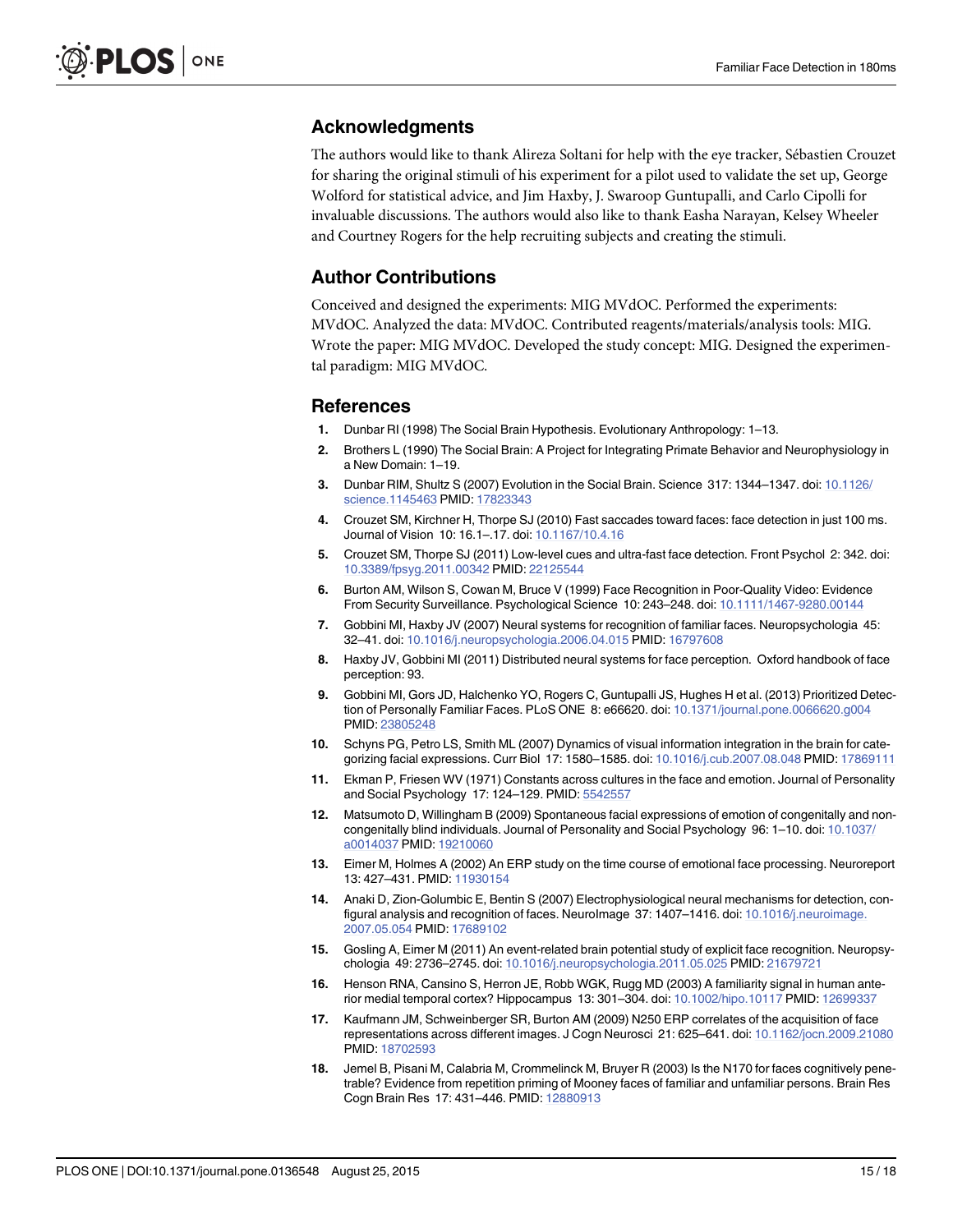## Acknowledgments

The authors would like to thank Alireza Soltani for help with the eye tracker, Sébastien Crouzet for sharing the original stimuli of his experiment for a pilot used to validate the set up, George Wolford for statistical advice, and Jim Haxby, J. Swaroop Guntupalli, and Carlo Cipolli for invaluable discussions. The authors would also like to thank Easha Narayan, Kelsey Wheeler and Courtney Rogers for the help recruiting subjects and creating the stimuli.

## Author Contributions

Conceived and designed the experiments: MIG MVdOC. Performed the experiments: MVdOC. Analyzed the data: MVdOC. Contributed reagents/materials/analysis tools: MIG. Wrote the paper: MIG MVdOC. Developed the study concept: MIG. Designed the experimental paradigm: MIG MVdOC.

## References

1. Dunbar RI (1998) The Social Brain Hypothesis. Evolutionary Anthropology: 1–13.
2. Brothers L (1990) The Social Brain: A Project for Integrating Primate Behavior and Neurophysiology in a New Domain: 1–19.
3. Dunbar RIM, Shultz S (2007) Evolution in the Social Brain. Science 317: 1344–1347. doi: 10.1126/science.1145463 PMID: 17823343
4. Crouzet SM, Kirchner H, Thorpe SJ (2010) Fast saccades toward faces: face detection in just 100 ms. Journal of Vision 10: 16.1–.17. doi: 10.1167/10.4.16
5. Crouzet SM, Thorpe SJ (2011) Low-level cues and ultra-fast face detection. Front Psychol 2: 342. doi: 10.3389/fpsyg.2011.00342 PMID: 22125544
6. Burton AM, Wilson S, Cowan M, Bruce V (1999) Face Recognition in Poor-Quality Video: Evidence From Security Surveillance. Psychological Science 10: 243–248. doi: 10.1111/1467-9280.00144
7. Gobbini MI, Haxby JV (2007) Neural systems for recognition of familiar faces. Neuropsychologia 45: 32–41. doi: 10.1016/j.neuropsychologia.2006.04.015 PMID: 16797608
8. Haxby JV, Gobbini MI (2011) Distributed neural systems for face perception. Oxford handbook of face perception: 93.
9. Gobbini MI, Gors JD, Halchenko YO, Rogers C, Guntupalli JS, Hughes H et al. (2013) Prioritized Detection of Personally Familiar Faces. PLoS ONE 8: e66620. doi: 10.1371/journal.pone.0066620.g004 PMID: 23805248
10. Schyns PG, Petro LS, Smith ML (2007) Dynamics of visual information integration in the brain for categorizing facial expressions. Curr Biol 17: 1580–1585. doi: 10.1016/j.cub.2007.08.048 PMID: 17869111
11. Ekman P, Friesen WV (1971) Constants across cultures in the face and emotion. Journal of Personality and Social Psychology 17: 124–129. PMID: 5542557
12. Matsumoto D, Willingham B (2009) Spontaneous facial expressions of emotion of congenitally and noncongenitally blind individuals. Journal of Personality and Social Psychology 96: 1–10. doi: 10.1037/a0014037 PMID: 19210060
13. Eimer M, Holmes A (2002) An ERP study on the time course of emotional face processing. Neuroreport 13: 427–431. PMID: 11930154
14. Anaki D, Zion-Golumbic E, Bentin S (2007) Electrophysiological neural mechanisms for detection, configural analysis and recognition of faces. NeuroImage 37: 1407–1416. doi: 10.1016/j.neuroimage.2007.05.054 PMID: 17689102
15. Gosling A, Eimer M (2011) An event-related brain potential study of explicit face recognition. Neuropsychologia 49: 2736–2745. doi: 10.1016/j.neuropsychologia.2011.05.025 PMID: 21679721
16. Henson RNA, Cansino S, Herron JE, Robb WGK, Rugg MD (2003) A familiarity signal in human anterior medial temporal cortex? Hippocampus 13: 301–304. doi: 10.1002/hipo.10117 PMID: 12699337
17. Kaufmann JM, Schweinberger SR, Burton AM (2009) N250 ERP correlates of the acquisition of face representations across different images. J Cogn Neurosci 21: 625–641. doi: 10.1162/jocn.2009.21080 PMID: 18702593
18. Jemel B, Pisani M, Calabria M, Crommelinck M, Bruyer R (2003) Is the N170 for faces cognitively penetrable? Evidence from repetition priming of Mooney faces of familiar and unfamiliar persons. Brain Res Cogn Brain Res 17: 431–446. PMID: 12880913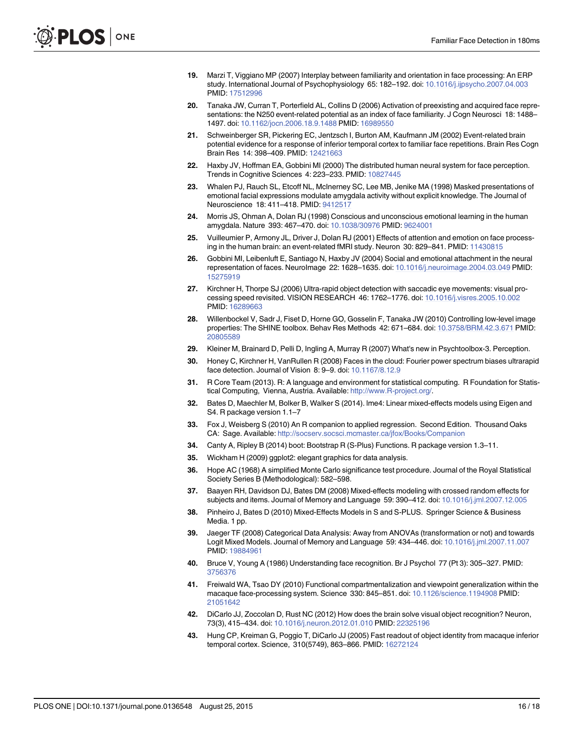19. Marzi T, Viggiano MP (2007) Interplay between familiarity and orientation in face processing: An ERP study. International Journal of Psychophysiology 65: 182–192. doi: 10.1016/j.ijpsycho.2007.04.003 PMID: 17512996

20. Tanaka JW, Curran T, Porterfield AL, Collins D (2006) Activation of preexisting and acquired face representations: the N250 event-related potential as an index of face familiarity. J Cogn Neurosci 18: 1488–1497. doi: 10.1162/jocn.2006.18.9.1488 PMID: 16989550

21. Schweinberger SR, Pickering EC, Jentzsch I, Burton AM, Kaufmann JM (2002) Event-related brain potential evidence for a response of inferior temporal cortex to familiar face repetitions. Brain Res Cogn Brain Res 14: 398–409. PMID: 12421663

22. Haxby JV, Hoffman EA, Gobbini MI (2000) The distributed human neural system for face perception. Trends in Cognitive Sciences 4: 223–233. PMID: 10827445

23. Whalen PJ, Rauch SL, Etcoff NL, McInerney SC, Lee MB, Jenike MA (1998) Masked presentations of emotional facial expressions modulate amygdala activity without explicit knowledge. The Journal of Neuroscience 18: 411–418. PMID: 9412517

24. Morris JS, Ohman A, Dolan RJ (1998) Conscious and unconscious emotional learning in the human amygdala. Nature 393: 467–470. doi: 10.1038/30976 PMID: 9624001

25. Vuilleumier P, Armony JL, Driver J, Dolan RJ (2001) Effects of attention and emotion on face processing in the human brain: an event-related fMRI study. Neuron 30: 829–841. PMID: 11430815

26. Gobbini MI, Leibenluft E, Santiago N, Haxby JV (2004) Social and emotional attachment in the neural representation of faces. NeuroImage 22: 1628–1635. doi: 10.1016/j.neuroimage.2004.03.049 PMID: 15275919

27. Kirchner H, Thorpe SJ (2006) Ultra-rapid object detection with saccadic eye movements: visual processing speed revisited. VISION RESEARCH 46: 1762–1776. doi: 10.1016/j.visres.2005.10.002 PMID: 16289663

28. Willenbockel V, Sadr J, Fiset D, Horne GO, Gosselin F, Tanaka JW (2010) Controlling low-level image properties: The SHINE toolbox. Behav Res Methods 42: 671–684. doi: 10.3758/BRM.42.3.671 PMID: 20805589

29. Kleiner M, Brainard D, Pelli D, Ingling A, Murray R (2007) What's new in Psychtoolbox-3. Perception.

30. Honey C, Kirchner H, VanRullen R (2008) Faces in the cloud: Fourier power spectrum biases ultrarapid face detection. Journal of Vision 8: 9–9. doi: 10.1167/8.12.9

31. R Core Team (2013). R: A language and environment for statistical computing. R Foundation for Statistical Computing, Vienna, Austria. Available: http://www.R-project.org/.

32. Bates D, Maechler M, Bolker B, Walker S (2014). lme4: Linear mixed-effects models using Eigen and S4. R package version 1.1–7

33. Fox J, Weisberg S (2010) An R companion to applied regression. Second Edition. Thousand Oaks CA: Sage. Available: http://socserv.socsci.mcmaster.ca/jfox/Books/Companion

34. Canty A, Ripley B (2014) boot: Bootstrap R (S-Plus) Functions. R package version 1.3–11.

35. Wickham H (2009) ggplot2: elegant graphics for data analysis.

36. Hope AC (1968) A simplified Monte Carlo significance test procedure. Journal of the Royal Statistical Society Series B (Methodological): 582–598.

37. Baayen RH, Davidson DJ, Bates DM (2008) Mixed-effects modeling with crossed random effects for subjects and items. Journal of Memory and Language 59: 390–412. doi: 10.1016/j.jml.2007.12.005

38. Pinheiro J, Bates D (2010) Mixed-Effects Models in S and S-PLUS. Springer Science & Business Media. 1 pp.

39. Jaeger TF (2008) Categorical Data Analysis: Away from ANOVAs (transformation or not) and towards Logit Mixed Models. Journal of Memory and Language 59: 434–446. doi: 10.1016/j.jml.2007.11.007 PMID: 19884961

40. Bruce V, Young A (1986) Understanding face recognition. Br J Psychol 77 (Pt 3): 305–327. PMID: 3756376

41. Freiwald WA, Tsao DY (2010) Functional compartmentalization and viewpoint generalization within the macaque face-processing system. Science 330: 845–851. doi: 10.1126/science.1194908 PMID: 21051642

42. DiCarlo JJ, Zoccolan D, Rust NC (2012) How does the brain solve visual object recognition? Neuron, 73(3), 415–434. doi: 10.1016/j.neuron.2012.01.010 PMID: 22325196

43. Hung CP, Kreiman G, Poggio T, DiCarlo JJ (2005) Fast readout of object identity from macaque inferior temporal cortex. Science, 310(5749), 863–866. PMID: 16272124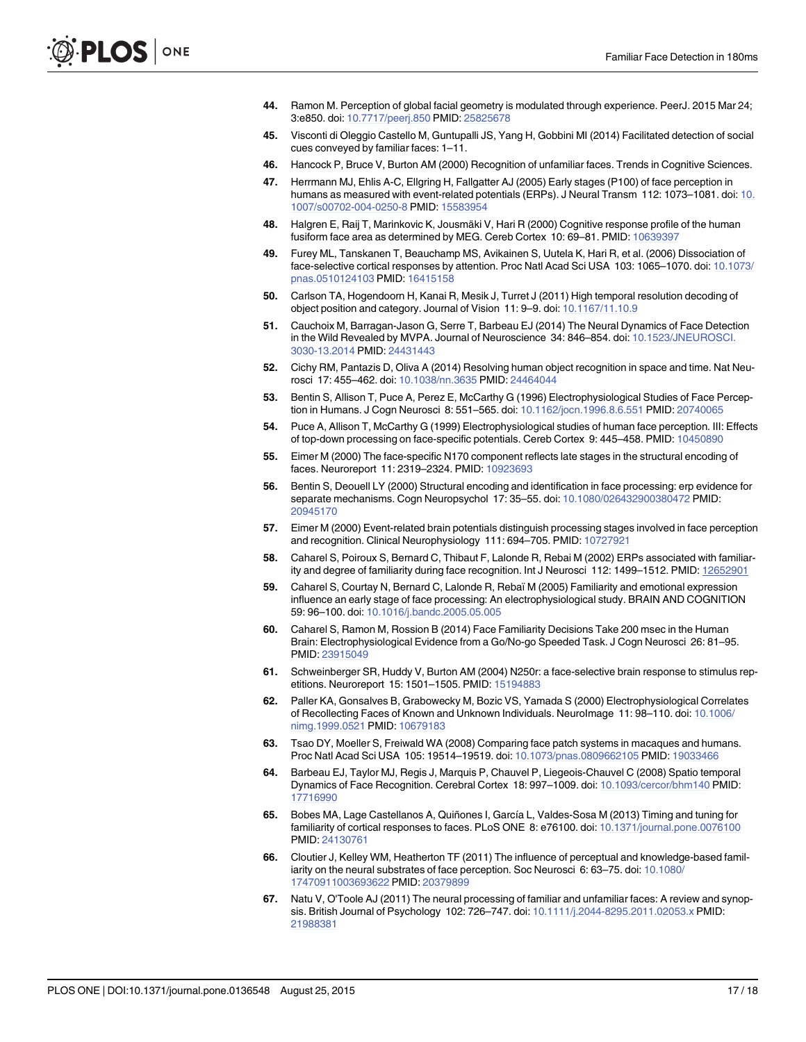44. Ramon M. Perception of global facial geometry is modulated through experience. PeerJ. 2015 Mar 24; 3:e850. doi: 10.7717/peerj.850 PMID: 25825678

45. Visconti di Oleggio Castello M, Guntupalli JS, Yang H, Gobbini MI (2014) Facilitated detection of social cues conveyed by familiar faces: 1–11.

46. Hancock P, Bruce V, Burton AM (2000) Recognition of unfamiliar faces. Trends in Cognitive Sciences.

47. Herrmann MJ, Ehlis A-C, Ellgring H, Fallgatter AJ (2005) Early stages (P100) of face perception in humans as measured with event-related potentials (ERPs). J Neural Transm 112: 1073–1081. doi: 10.1007/s00702-004-0250-8 PMID: 15583954

48. Halgren E, Raij T, Marinkovic K, Jousmäki V, Hari R (2000) Cognitive response profile of the human fusiform face area as determined by MEG. Cereb Cortex 10: 69–81. PMID: 10639397

49. Furey ML, Tanskanen T, Beauchamp MS, Avikainen S, Uutela K, Hari R, et al. (2006) Dissociation of face-selective cortical responses by attention. Proc Natl Acad Sci USA 103: 1065–1070. doi: 10.1073/pnas.0510124103 PMID: 16415158

50. Carlson TA, Hogendoorn H, Kanai R, Mesik J, Turret J (2011) High temporal resolution decoding of object position and category. Journal of Vision 11: 9–9. doi: 10.1167/11.10.9

51. Cauchoix M, Barragan-Jason G, Serre T, Barbeau EJ (2014) The Neural Dynamics of Face Detection in the Wild Revealed by MVPA. Journal of Neuroscience 34: 846–854. doi: 10.1523/JNEUROSCI.3030-13.2014 PMID: 24431443

52. Cichy RM, Pantazis D, Oliva A (2014) Resolving human object recognition in space and time. Nat Neurosci 17: 455–462. doi: 10.1038/nn.3635 PMID: 24464044

53. Bentin S, Allison T, Puce A, Perez E, McCarthy G (1996) Electrophysiological Studies of Face Perception in Humans. J Cogn Neurosci 8: 551–565. doi: 10.1162/jocn.1996.8.6.551 PMID: 20740065

54. Puce A, Allison T, McCarthy G (1999) Electrophysiological studies of human face perception. III: Effects of top-down processing on face-specific potentials. Cereb Cortex 9: 445–458. PMID: 10450890

55. Eimer M (2000) The face-specific N170 component reflects late stages in the structural encoding of faces. Neuroreport 11: 2319–2324. PMID: 10923693

56. Bentin S, Deouell LY (2000) Structural encoding and identification in face processing: erp evidence for separate mechanisms. Cogn Neuropsychol 17: 35–55. doi: 10.1080/026432900380472 PMID: 20945170

57. Eimer M (2000) Event-related brain potentials distinguish processing stages involved in face perception and recognition. Clinical Neurophysiology 111: 694–705. PMID: 10727921

58. Caharel S, Poiroux S, Bernard C, Thibaut F, Lalonde R, Rebai M (2002) ERPs associated with familiarity and degree of familiarity during face recognition. Int J Neurosci 112: 1499–1512. PMID: 12652901

59. Caharel S, Courtay N, Bernard C, Lalonde R, Rebaï M (2005) Familiarity and emotional expression influence an early stage of face processing: An electrophysiological study. BRAIN AND COGNITION 59: 96–100. doi: 10.1016/j.bandc.2005.05.005

60. Caharel S, Ramon M, Rossion B (2014) Face Familiarity Decisions Take 200 msec in the Human Brain: Electrophysiological Evidence from a Go/No-go Speeded Task. J Cogn Neurosci 26: 81–95. PMID: 23915049

61. Schweinberger SR, Huddy V, Burton AM (2004) N250r: a face-selective brain response to stimulus repetitions. Neuroreport 15: 1501–1505. PMID: 15194883

62. Paller KA, Gonsalves B, Grabowecky M, Bozic VS, Yamada S (2000) Electrophysiological Correlates of Recollecting Faces of Known and Unknown Individuals. NeuroImage 11: 98–110. doi: 10.1006/nimg.1999.0521 PMID: 10679183

63. Tsao DY, Moeller S, Freiwald WA (2008) Comparing face patch systems in macaques and humans. Proc Natl Acad Sci USA 105: 19514–19519. doi: 10.1073/pnas.0809662105 PMID: 19033466

64. Barbeau EJ, Taylor MJ, Regis J, Marquis P, Chauvel P, Liegeois-Chauvel C (2008) Spatio temporal Dynamics of Face Recognition. Cerebral Cortex 18: 997–1009. doi: 10.1093/cercor/bhm140 PMID: 17716990

65. Bobes MA, Lage Castellanos A, Quiñones I, García L, Valdes-Sosa M (2013) Timing and tuning for familiarity of cortical responses to faces. PLoS ONE 8: e76100. doi: 10.1371/journal.pone.0076100 PMID: 24130761

66. Cloutier J, Kelley WM, Heatherton TF (2011) The influence of perceptual and knowledge-based familiarity on the neural substrates of face perception. Soc Neurosci 6: 63–75. doi: 10.1080/17470911003693622 PMID: 20379899

67. Natu V, O'Toole AJ (2011) The neural processing of familiar and unfamiliar faces: A review and synopsis. British Journal of Psychology 102: 726–747. doi: 10.1111/j.2044-8295.2011.02053.x PMID: 21988381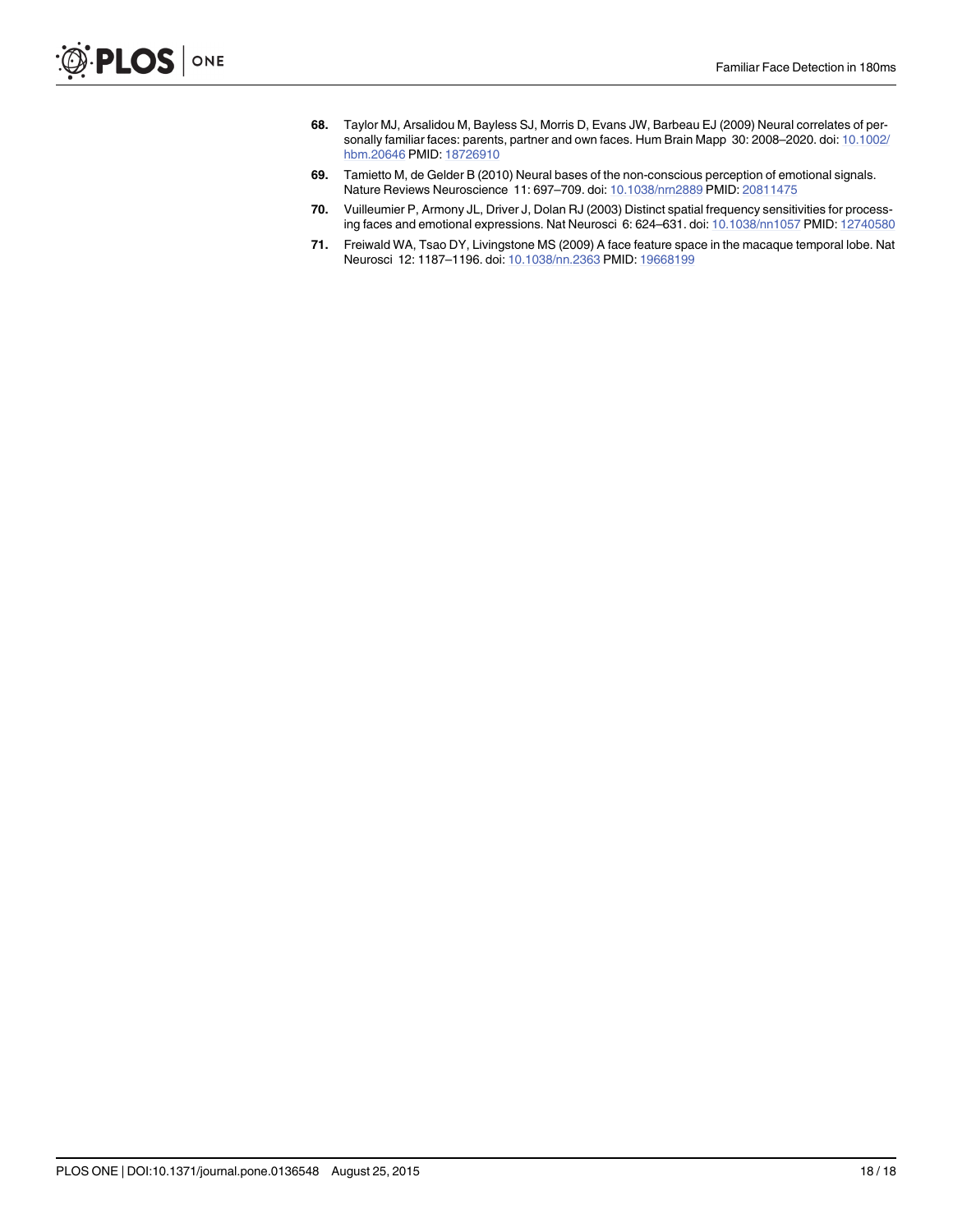68. Taylor MJ, Arsalidou M, Bayless SJ, Morris D, Evans JW, Barbeau EJ (2009) Neural correlates of personally familiar faces: parents, partner and own faces. Hum Brain Mapp 30: 2008–2020. doi: 10.1002/hbm.20646 PMID: 18726910

69. Tamietto M, de Gelder B (2010) Neural bases of the non-conscious perception of emotional signals. Nature Reviews Neuroscience 11: 697–709. doi: 10.1038/nrn2889 PMID: 20811475

70. Vuilleumier P, Armony JL, Driver J, Dolan RJ (2003) Distinct spatial frequency sensitivities for processing faces and emotional expressions. Nat Neurosci 6: 624–631. doi: 10.1038/nn1057 PMID: 12740580

71. Freiwald WA, Tsao DY, Livingstone MS (2009) A face feature space in the macaque temporal lobe. Nat Neurosci 12: 1187–1196. doi: 10.1038/nn.2363 PMID: 19668199